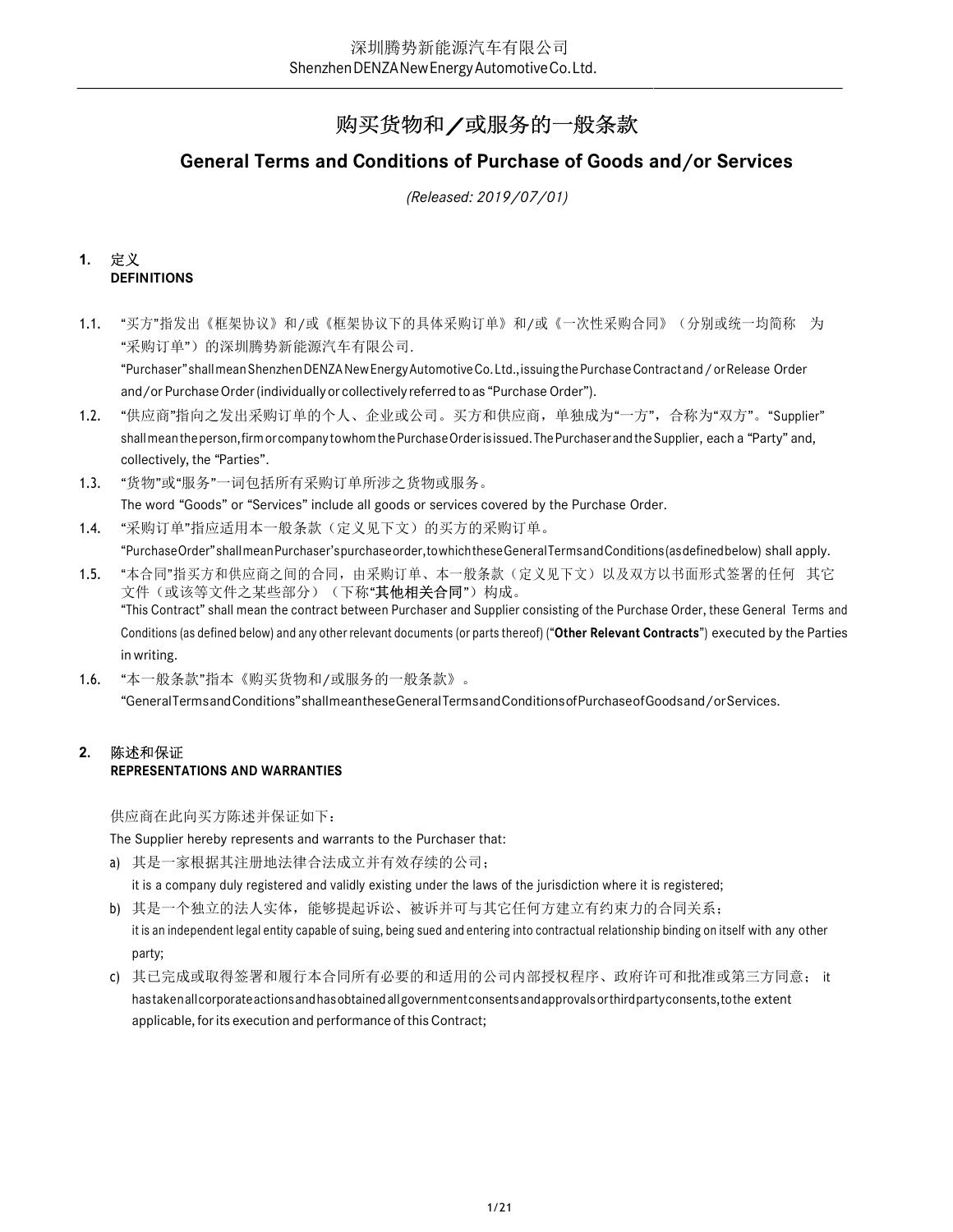# 购买货物和／或服务的一般条款

## General Terms and Conditions of Purchase of Goods and/or Services

*(Released: 2019/07/01)*

**1. 定义**
**DEFINITIONS**

1.1. "买方"指发出《框架协议》和/或《框架协议下的具体采购订单》和/或《一次性采购合同》（分别或统一均简称 为"采购订单"）的深圳腾势新能源汽车有限公司.
"Purchaser" shall mean Shenzhen DENZA New Energy Automotive Co. Ltd., issuing the Purchase Contract and / or Release Order and/or Purchase Order (individually or collectively referred to as "Purchase Order").

1.2. "供应商"指向之发出采购订单的个人、企业或公司。买方和供应商，单独成为"一方"，合称为"双方"。"Supplier" shall mean the person, firm or company to whom the Purchase Order is issued. The Purchaser and the Supplier, each a "Party" and, collectively, the "Parties".

1.3. "货物"或"服务"一词包括所有采购订单所涉之货物或服务。
The word "Goods" or "Services" include all goods or services covered by the Purchase Order.

1.4. "采购订单"指应适用本一般条款（定义见下文）的买方的采购订单。
"Purchase Order" shall mean Purchaser's purchase order, to which these General Terms and Conditions (as defined below) shall apply.

1.5. "本合同"指买方和供应商之间的合同，由采购订单、本一般条款（定义见下文）以及双方以书面形式签署的任何 其它文件（或该等文件之某些部分）（下称"**其他相关合同**"）构成。
"This Contract" shall mean the contract between Purchaser and Supplier consisting of the Purchase Order, these General Terms and Conditions (as defined below) and any other relevant documents (or parts thereof) ("**Other Relevant Contracts**") executed by the Parties in writing.

1.6. "本一般条款"指本《购买货物和/或服务的一般条款》。
"General Terms and Conditions" shall mean these General Terms and Conditions of Purchase of Goods and/or Services.

**2. 陈述和保证**
**REPRESENTATIONS AND WARRANTIES**

供应商在此向买方陈述并保证如下：
The Supplier hereby represents and warrants to the Purchaser that:

a) 其是一家根据其注册地法律合法成立并有效存续的公司；
it is a company duly registered and validly existing under the laws of the jurisdiction where it is registered;

b) 其是一个独立的法人实体，能够提起诉讼、被诉并可与其它任何方建立有约束力的合同关系；
it is an independent legal entity capable of suing, being sued and entering into contractual relationship binding on itself with any other party;

c) 其已完成或取得签署和履行本合同所有必要的和适用的公司内部授权程序、政府许可和批准或第三方同意； it has taken all corporate actions and has obtained all government consents and approvals or third party consents, to the extent applicable, for its execution and performance of this Contract;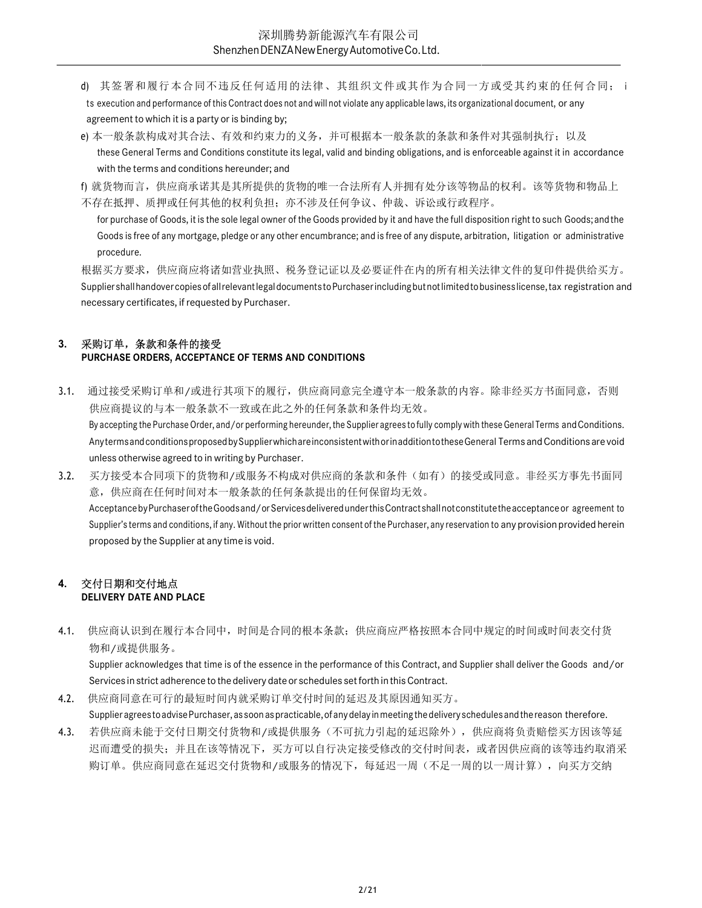d) 其签署和履行本合同不违反任何适用的法律、其组织文件或其作为合同一方或受其约束的任何合同；its execution and performance of this Contract does not and will not violate any applicable laws, its organizational document, or any agreement to which it is a party or is binding by;

e) 本一般条款构成对其合法、有效和约束力的义务，并可根据本一般条款的条款和条件对其强制执行；以及
these General Terms and Conditions constitute its legal, valid and binding obligations, and is enforceable against it in accordance with the terms and conditions hereunder; and

f) 就货物而言，供应商承诺其是其所提供的货物的唯一合法所有人并拥有处分该等物品的权利。该等货物和物品上不存在抵押、质押或任何其他的权利负担；亦不涉及任何争议、仲裁、诉讼或行政程序。
for purchase of Goods, it is the sole legal owner of the Goods provided by it and have the full disposition right to such Goods; and the Goods is free of any mortgage, pledge or any other encumbrance; and is free of any dispute, arbitration, litigation or administrative procedure.

根据买方要求，供应商应将诸如营业执照、税务登记证以及必要证件在内的所有相关法律文件的复印件提供给买方。
Supplier shall handover copies of all relevant legal documents to Purchaser including but not limited to business license, tax registration and necessary certificates, if requested by Purchaser.

## 3. 采购订单，条款和条件的接受 PURCHASE ORDERS, ACCEPTANCE OF TERMS AND CONDITIONS

3.1. 通过接受采购订单和/或进行其项下的履行，供应商同意完全遵守本一般条款的内容。除非经买方书面同意，否则供应商提议的与本一般条款不一致或在此之外的任何条款和条件均无效。
By accepting the Purchase Order, and/or performing hereunder, the Supplier agrees to fully comply with these General Terms and Conditions. Any terms and conditions proposed by Supplier which are inconsistent with or in addition to these General Terms and Conditions are void unless otherwise agreed to in writing by Purchaser.

3.2. 买方接受本合同项下的货物和/或服务不构成对供应商的条款和条件（如有）的接受或同意。非经买方事先书面同意，供应商在任何时间对本一般条款的任何条款提出的任何保留均无效。
Acceptance by Purchaser of the Goods and/or Services delivered under this Contract shall not constitute the acceptance or agreement to Supplier's terms and conditions, if any. Without the prior written consent of the Purchaser, any reservation to any provision provided herein proposed by the Supplier at any time is void.

## 4. 交付日期和交付地点 DELIVERY DATE AND PLACE

4.1. 供应商认识到在履行本合同中，时间是合同的根本条款；供应商应严格按照本合同中规定的时间或时间表交付货物和/或提供服务。
Supplier acknowledges that time is of the essence in the performance of this Contract, and Supplier shall deliver the Goods and/or Services in strict adherence to the delivery date or schedules set forth in this Contract.

4.2. 供应商同意在可行的最短时间内就采购订单交付时间的延迟及其原因通知买方。
Supplier agrees to advise Purchaser, as soon as practicable, of any delay in meeting the delivery schedules and the reason therefore.

4.3. 若供应商未能于交付日期交付货物和/或提供服务（不可抗力引起的延迟除外），供应商将负责赔偿买方因该等延迟而遭受的损失；并且在该等情况下，买方可以自行决定接受修改的交付时间表，或者因供应商的该等违约取消采购订单。供应商同意在延迟交付货物和/或服务的情况下，每延迟一周（不足一周的以一周计算），向买方交纳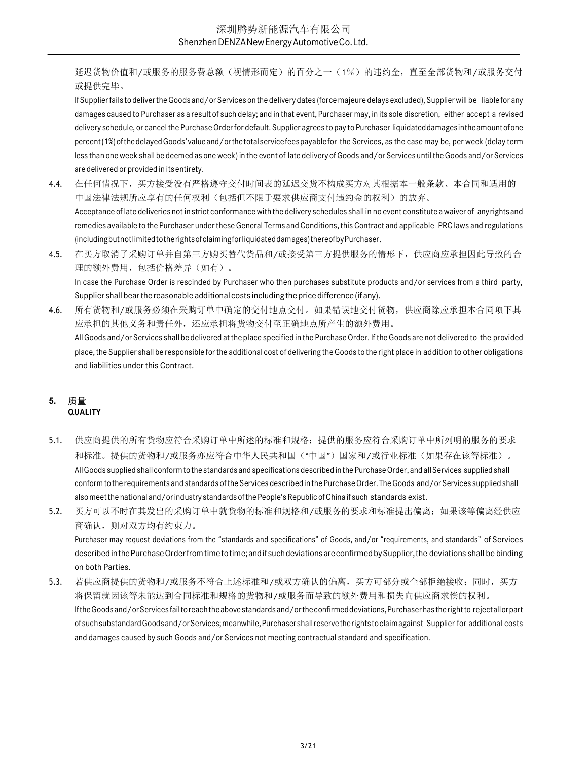延迟货物价值和/或服务的服务费总额（视情形而定）的百分之一（1%）的违约金，直至全部货物和/或服务交付或提供完毕。

If Supplier fails to deliver the Goods and/or Services on the delivery dates (force majeure delays excluded), Supplier will be liable for any damages caused to Purchaser as a result of such delay; and in that event, Purchaser may, in its sole discretion, either accept a revised delivery schedule, or cancel the Purchase Order for default. Supplier agrees to pay to Purchaser liquidated damages in the amount of one percent (1%) of the delayed Goods' value and/or the total service fees payable for the Services, as the case may be, per week (delay term less than one week shall be deemed as one week) in the event of late delivery of Goods and/or Services until the Goods and/or Services are delivered or provided in its entirety.

4.4. 在任何情况下，买方接受没有严格遵守交付时间表的延迟交货不构成买方对其根据本一般条款、本合同和适用的中国法律法规所应享有的任何权利（包括但不限于要求供应商支付违约金的权利）的放弃。

Acceptance of late deliveries not in strict conformance with the delivery schedules shall in no event constitute a waiver of any rights and remedies available to the Purchaser under these General Terms and Conditions, this Contract and applicable PRC laws and regulations (including but not limited to the rights of claiming for liquidated damages) thereof by Purchaser.

4.5. 在买方取消了采购订单并自第三方购买替代货品和/或接受第三方提供服务的情形下，供应商应承担因此导致的合理的额外费用，包括价格差异（如有）。

In case the Purchase Order is rescinded by Purchaser who then purchases substitute products and/or services from a third party, Supplier shall bear the reasonable additional costs including the price difference (if any).

4.6. 所有货物和/或服务必须在采购订单中确定的交付地点交付。如果错误地交付货物，供应商除应承担本合同项下其应承担的其他义务和责任外，还应承担将货物交付至正确地点所产生的额外费用。

All Goods and/or Services shall be delivered at the place specified in the Purchase Order. If the Goods are not delivered to the provided place, the Supplier shall be responsible for the additional cost of delivering the Goods to the right place in addition to other obligations and liabilities under this Contract.

## 5. 质量 QUALITY

5.1. 供应商提供的所有货物应符合采购订单中所述的标准和规格；提供的服务应符合采购订单中所列明的服务的要求和标准。提供的货物和/或服务亦应符合中华人民共和国（"中国"）国家和/或行业标准（如果存在该等标准）。

All Goods supplied shall conform to the standards and specifications described in the Purchase Order, and all Services supplied shall conform to the requirements and standards of the Services described in the Purchase Order. The Goods and/or Services supplied shall also meet the national and/or industry standards of the People's Republic of China if such standards exist.

5.2. 买方可以不时在其发出的采购订单中就货物的标准和规格和/或服务的要求和标准提出偏离；如果该等偏离经供应商确认，则对双方均有约束力。

Purchaser may request deviations from the "standards and specifications" of Goods, and/or "requirements, and standards" of Services described in the Purchase Order from time to time; and if such deviations are confirmed by Supplier, the deviations shall be binding on both Parties.

5.3. 若供应商提供的货物和/或服务不符合上述标准和/或双方确认的偏离，买方可部分或全部拒绝接收；同时，买方将保留就因该等未能达到合同标准和规格的货物和/或服务而导致的额外费用和损失向供应商求偿的权利。

If the Goods and/or Services fail to reach the above standards and/or the confirmed deviations, Purchaser has the right to reject all or part of such substandard Goods and/or Services; meanwhile, Purchaser shall reserve the rights to claim against Supplier for additional costs and damages caused by such Goods and/or Services not meeting contractual standard and specification.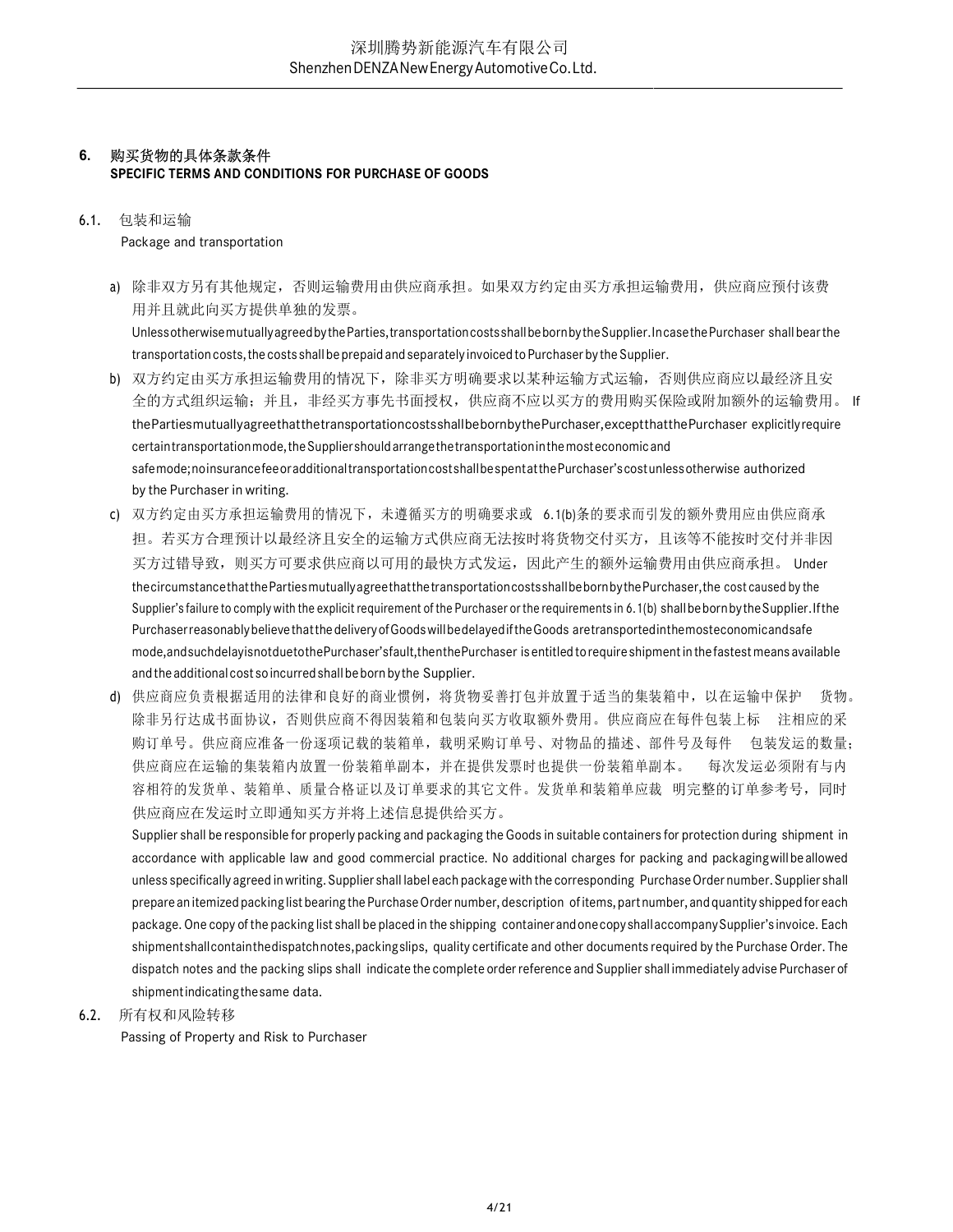## 6. 购买货物的具体条款条件
**SPECIFIC TERMS AND CONDITIONS FOR PURCHASE OF GOODS**

### 6.1. 包装和运输
Package and transportation

a) 除非双方另有其他规定，否则运输费用由供应商承担。如果双方约定由买方承担运输费用，供应商应预付该费用并且就此向买方提供单独的发票。
Unless otherwise mutually agreed by the Parties, transportation costs shall be born by the Supplier. In case the Purchaser shall bear the transportation costs, the costs shall be prepaid and separately invoiced to Purchaser by the Supplier.

b) 双方约定由买方承担运输费用的情况下，除非买方明确要求以某种运输方式运输，否则供应商应以最经济且安全的方式组织运输；并且，非经买方事先书面授权，供应商不应以买方的费用购买保险或附加额外的运输费用。 If the Parties mutually agree that the transportation costs shall be born by the Purchaser, except that the Purchaser explicitly require certain transportation mode, the Supplier should arrange the transportation in the most economic and safe mode; no insurance fee or additional transportation cost shall be spent at the Purchaser's cost unless otherwise authorized by the Purchaser in writing.

c) 双方约定由买方承担运输费用的情况下，未遵循买方的明确要求或 6.1(b)条的要求而引发的额外费用应由供应商承担。若买方合理预计以最经济且安全的运输方式供应商无法按时将货物交付买方，且该等不能按时交付并非因买方过错导致，则买方可要求供应商以可用的最快方式发运，因此产生的额外运输费用由供应商承担。 Under the circumstance that the Parties mutually agree that the transportation costs shall be born by the Purchaser, the cost caused by the Supplier's failure to comply with the explicit requirement of the Purchaser or the requirements in 6.1(b) shall be born by the Supplier. If the Purchaser reasonably believe that the delivery of Goods will be delayed if the Goods are transported in the most economic and safe mode, and such delay is not due to the Purchaser's fault, then the Purchaser is entitled to require shipment in the fastest means available and the additional cost so incurred shall be born by the Supplier.

d) 供应商应负责根据适用的法律和良好的商业惯例，将货物妥善打包并放置于适当的集装箱中，以在运输中保护货物。除非另行达成书面协议，否则供应商不得因装箱和包装向买方收取额外费用。供应商应在每件包装上标注相应的采购订单号。供应商应准备一份逐项记载的装箱单，载明采购订单号、对物品的描述、部件号及每件包装发运的数量；供应商应在运输的集装箱内放置一份装箱单副本，并在提供发票时也提供一份装箱单副本。 每次发运必须附有与内容相符的发货单、装箱单、质量合格证以及订单要求的其它文件。发货单和装箱单应载明完整的订单参考号，同时供应商应在发运时立即通知买方并将上述信息提供给买方。
Supplier shall be responsible for properly packing and packaging the Goods in suitable containers for protection during shipment in accordance with applicable law and good commercial practice. No additional charges for packing and packaging will be allowed unless specifically agreed in writing. Supplier shall label each package with the corresponding Purchase Order number. Supplier shall prepare an itemized packing list bearing the Purchase Order number, description of items, part number, and quantity shipped for each package. One copy of the packing list shall be placed in the shipping container and one copy shall accompany Supplier's invoice. Each shipment shall contain the dispatch notes, packing slips, quality certificate and other documents required by the Purchase Order. The dispatch notes and the packing slips shall indicate the complete order reference and Supplier shall immediately advise Purchaser of shipment indicating the same data.

### 6.2. 所有权和风险转移
Passing of Property and Risk to Purchaser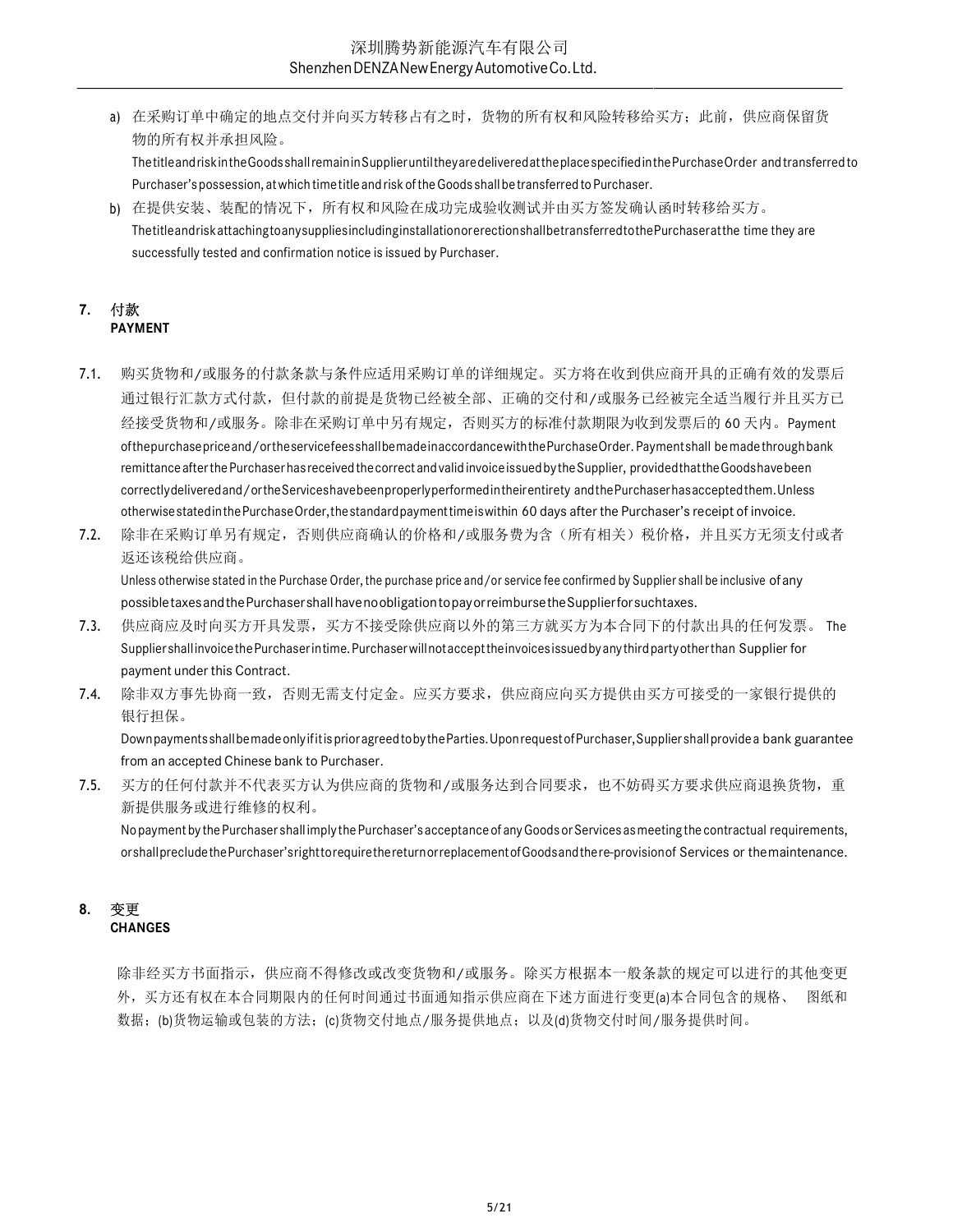a) 在采购订单中确定的地点交付并向买方转移占有之时，货物的所有权和风险转移给买方；此前，供应商保留货物的所有权并承担风险。
The title and risk in the Goods shall remain in Supplier until they are delivered at the place specified in the Purchase Order and transferred to Purchaser's possession, at which time title and risk of the Goods shall be transferred to Purchaser.

b) 在提供安装、装配的情况下，所有权和风险在成功完成验收测试并由买方签发确认函时转移给买方。
The title and risk attaching to any supplies including installation or erection shall be transferred to the Purchaser at the time they are successfully tested and confirmation notice is issued by Purchaser.

## 7. 付款 PAYMENT

7.1. 购买货物和/或服务的付款条款与条件应适用采购订单的详细规定。买方将在收到供应商开具的正确有效的发票后通过银行汇款方式付款，但付款的前提是货物已经被全部、正确的交付和/或服务已经被完全适当履行并且买方已经接受货物和/或服务。除非在采购订单中另有规定，否则买方的标准付款期限为收到发票后的 60 天内。Payment of the purchase price and/or the service fees shall be made in accordance with the Purchase Order. Payment shall be made through bank remittance after the Purchaser has received the correct and valid invoice issued by the Supplier, provided that the Goods have been correctly delivered and/or the Services have been properly performed in their entirety and the Purchaser has accepted them. Unless otherwise stated in the Purchase Order, the standard payment time is within 60 days after the Purchaser's receipt of invoice.

7.2. 除非在采购订单另有规定，否则供应商确认的价格和/或服务费为含（所有相关）税价格，并且买方无须支付或者返还该税给供应商。
Unless otherwise stated in the Purchase Order, the purchase price and/or service fee confirmed by Supplier shall be inclusive of any possible taxes and the Purchaser shall have no obligation to pay or reimburse the Supplier for such taxes.

7.3. 供应商应及时向买方开具发票，买方不接受除供应商以外的第三方就买方为本合同下的付款出具的任何发票。 The Supplier shall invoice the Purchaser in time. Purchaser will not accept the invoices issued by any third party other than Supplier for payment under this Contract.

7.4. 除非双方事先协商一致，否则无需支付定金。应买方要求，供应商应向买方提供由买方可接受的一家银行提供的银行担保。
Down payments shall be made only if it is prior agreed to by the Parties. Upon request of Purchaser, Supplier shall provide a bank guarantee from an accepted Chinese bank to Purchaser.

7.5. 买方的任何付款并不代表买方认为供应商的货物和/或服务达到合同要求，也不妨碍买方要求供应商退换货物，重新提供服务或进行维修的权利。
No payment by the Purchaser shall imply the Purchaser's acceptance of any Goods or Services as meeting the contractual requirements, or shall preclude the Purchaser's right to require the return or replacement of Goods and the re-provision of Services or the maintenance.

## 8. 变更 CHANGES

除非经买方书面指示，供应商不得修改或改变货物和/或服务。除买方根据本一般条款的规定可以进行的其他变更外，买方还有权在本合同期限内的任何时间通过书面通知指示供应商在下述方面进行变更(a)本合同包含的规格、 图纸和数据；(b)货物运输或包装的方法；(c)货物交付地点/服务提供地点；以及(d)货物交付时间/服务提供时间。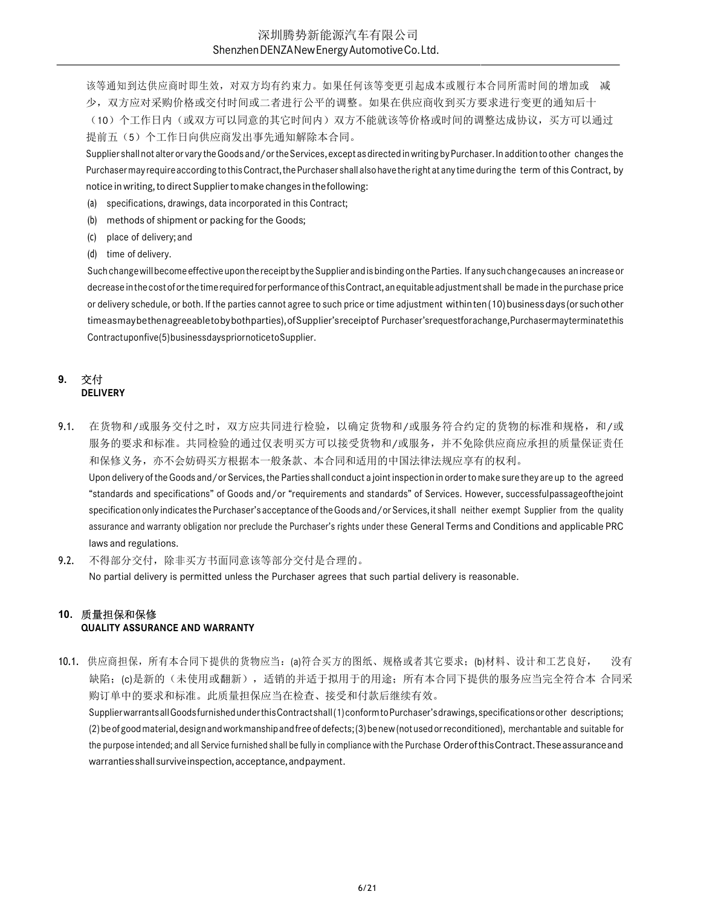该等通知到达供应商时即生效，对双方均有约束力。如果任何该等变更引起成本或履行本合同所需时间的增加或减少，双方应对采购价格或交付时间或二者进行公平的调整。如果在供应商收到买方要求进行变更的通知后十（10）个工作日内（或双方可以同意的其它时间内）双方不能就该等价格或时间的调整达成协议，买方可以通过提前五（5）个工作日向供应商发出事先通知解除本合同。

Supplier shall not alter or vary the Goods and/or the Services, except as directed in writing by Purchaser. In addition to other changes the Purchaser may require according to this Contract, the Purchaser shall also have the right at any time during the term of this Contract, by notice in writing, to direct Supplier to make changes in the following:

(a) specifications, drawings, data incorporated in this Contract;

(b) methods of shipment or packing for the Goods;

(c) place of delivery; and

(d) time of delivery.

Such change will become effective upon the receipt by the Supplier and is binding on the Parties. If any such change causes an increase or decrease in the cost of or the time required for performance of this Contract, an equitable adjustment shall be made in the purchase price or delivery schedule, or both. If the parties cannot agree to such price or time adjustment within ten (10) business days (or such other time as may be then agreeable to by both parties), of Supplier's receipt of Purchaser's request for a change, Purchaser may terminate this Contract upon five (5) business days prior notice to Supplier.

## 9. 交付 DELIVERY

9.1. 在货物和/或服务交付之时，双方应共同进行检验，以确定货物和/或服务符合约定的货物的标准和规格，和/或服务的要求和标准。共同检验的通过仅表明买方可以接受货物和/或服务，并不免除供应商应承担的质量保证责任和保修义务，亦不会妨碍买方根据本一般条款、本合同和适用的中国法律法规应享有的权利。

Upon delivery of the Goods and/or Services, the Parties shall conduct a joint inspection in order to make sure they are up to the agreed "standards and specifications" of Goods and/or "requirements and standards" of Services. However, successful passage of the joint specification only indicates the Purchaser's acceptance of the Goods and/or Services, it shall neither exempt Supplier from the quality assurance and warranty obligation nor preclude the Purchaser's rights under these General Terms and Conditions and applicable PRC laws and regulations.

9.2. 不得部分交付，除非买方书面同意该等部分交付是合理的。

No partial delivery is permitted unless the Purchaser agrees that such partial delivery is reasonable.

## 10. 质量担保和保修 QUALITY ASSURANCE AND WARRANTY

10.1. 供应商担保，所有本合同下提供的货物应当：(a)符合买方的图纸、规格或者其它要求；(b)材料、设计和工艺良好，没有缺陷；(c)是新的（未使用或翻新），适销的并适于拟用于的用途；所有本合同下提供的服务应当完全符合本合同采购订单中的要求和标准。此质量担保应当在检查、接受和付款后继续有效。

Supplier warrants all Goods furnished under this Contract shall (1) conform to Purchaser's drawings, specifications or other descriptions; (2) be of good material, design and workmanship and free of defects; (3) be new (not used or reconditioned), merchantable and suitable for the purpose intended; and all Service furnished shall be fully in compliance with the Purchase Order of this Contract. These assurance and warranties shall survive inspection, acceptance, and payment.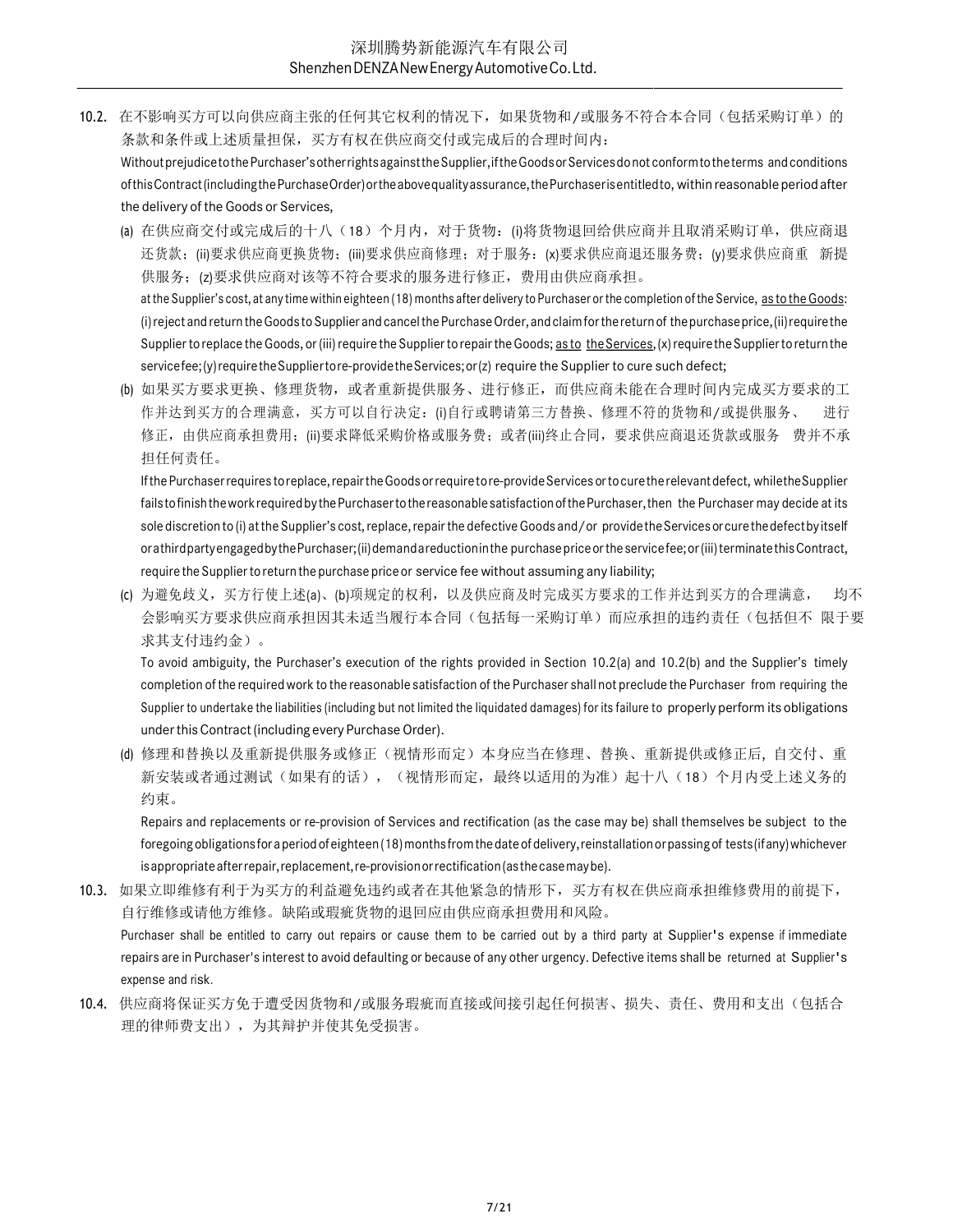10.2. 在不影响买方可以向供应商主张的任何其它权利的情况下，如果货物和/或服务不符合本合同（包括采购订单）的条款和条件或上述质量担保，买方有权在供应商交付或完成后的合理时间内：

Without prejudice to the Purchaser's other rights against the Supplier, if the Goods or Services do not conform to the terms and conditions of this Contract (including the Purchase Order) or the above quality assurance, the Purchaser is entitled to, within reasonable period after the delivery of the Goods or Services,

(a) 在供应商交付或完成后的十八（18）个月内，对于货物：(i)将货物退回给供应商并且取消采购订单，供应商退还货款；(ii)要求供应商更换货物；(iii)要求供应商修理；对于服务：(x)要求供应商退还服务费；(y)要求供应商重新提供服务；(z)要求供应商对该等不符合要求的服务进行修正，费用由供应商承担。

at the Supplier's cost, at any time within eighteen (18) months after delivery to Purchaser or the completion of the Service, as to the Goods: (i) reject and return the Goods to Supplier and cancel the Purchase Order, and claim for the return of the purchase price, (ii) require the Supplier to replace the Goods, or (iii) require the Supplier to repair the Goods; as to the Services, (x) require the Supplier to return the service fee; (y) require the Supplier to re-provide the Services; or (z) require the Supplier to cure such defect;

(b) 如果买方要求更换、修理货物，或者重新提供服务、进行修正，而供应商未能在合理时间内完成买方要求的工作并达到买方的合理满意，买方可以自行决定：(i)自行或聘请第三方替换、修理不符的货物和/或提供服务、进行修正，由供应商承担费用；(ii)要求降低采购价格或服务费；或者(iii)终止合同，要求供应商退还货款或服务费并不承担任何责任。

If the Purchaser requires to replace, repair the Goods or require to re-provide Services or to cure the relevant defect, while the Supplier fails to finish the work required by the Purchaser to the reasonable satisfaction of the Purchaser, then the Purchaser may decide at its sole discretion to (i) at the Supplier's cost, replace, repair the defective Goods and/or provide the Services or cure the defect by itself or a third party engaged by the Purchaser; (ii) demand a reduction in the purchase price or the service fee; or (iii) terminate this Contract, require the Supplier to return the purchase price or service fee without assuming any liability;

(c) 为避免歧义，买方行使上述(a)、(b)项规定的权利，以及供应商及时完成买方要求的工作并达到买方的合理满意，均不会影响买方要求供应商承担因其未适当履行本合同（包括每一采购订单）而应承担的违约责任（包括但不限于要求其支付违约金）。

To avoid ambiguity, the Purchaser's execution of the rights provided in Section 10.2(a) and 10.2(b) and the Supplier's timely completion of the required work to the reasonable satisfaction of the Purchaser shall not preclude the Purchaser from requiring the Supplier to undertake the liabilities (including but not limited the liquidated damages) for its failure to properly perform its obligations under this Contract (including every Purchase Order).

(d) 修理和替换以及重新提供服务或修正（视情形而定）本身应当在修理、替换、重新提供或修正后，自交付、重新安装或者通过测试（如果有的话），（视情形而定，最终以适用的为准）起十八（18）个月内受上述义务的约束。

Repairs and replacements or re-provision of Services and rectification (as the case may be) shall themselves be subject to the foregoing obligations for a period of eighteen (18) months from the date of delivery, reinstallation or passing of tests (if any) whichever is appropriate after repair, replacement, re-provision or rectification (as the case may be).

10.3. 如果立即维修有利于为买方的利益避免违约或者在其他紧急的情形下，买方有权在供应商承担维修费用的前提下，自行维修或请他方维修。缺陷或瑕疵货物的退回应由供应商承担费用和风险。

Purchaser shall be entitled to carry out repairs or cause them to be carried out by a third party at Supplier's expense if immediate repairs are in Purchaser's interest to avoid defaulting or because of any other urgency. Defective items shall be returned at Supplier's expense and risk.

10.4. 供应商将保证买方免于遭受因货物和/或服务瑕疵而直接或间接引起任何损害、损失、责任、费用和支出（包括合理的律师费支出），为其辩护并使其免受损害。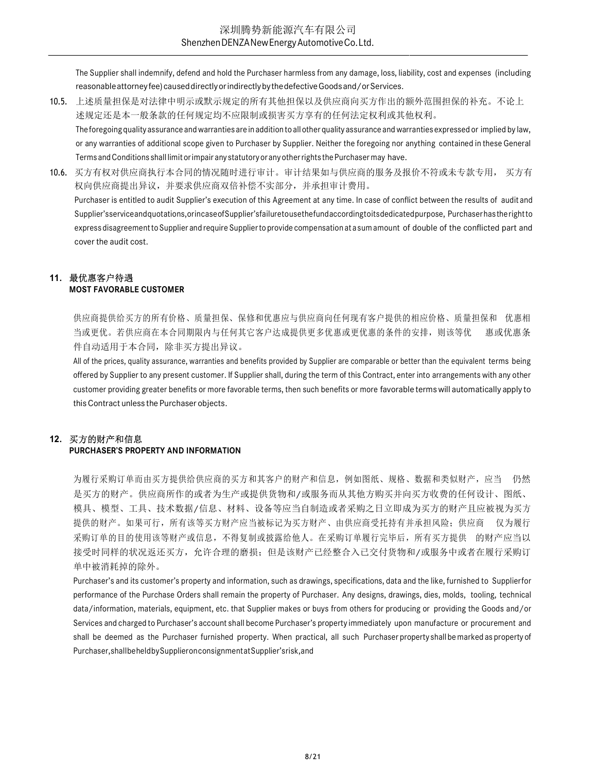The Supplier shall indemnify, defend and hold the Purchaser harmless from any damage, loss, liability, cost and expenses (including reasonable attorney fee) caused directly or indirectly by the defective Goods and/or Services.

10.5. 上述质量担保是对法律中明示或默示规定的所有其他担保以及供应商向买方作出的额外范围担保的补充。不论上述规定还是本一般条款的任何规定均不应限制或损害买方享有的任何法定权利或其他权利。

The foregoing quality assurance and warranties are in addition to all other quality assurance and warranties expressed or implied by law, or any warranties of additional scope given to Purchaser by Supplier. Neither the foregoing nor anything contained in these General Terms and Conditions shall limit or impair any statutory or any other rights the Purchaser may have.

10.6. 买方有权对供应商执行本合同的情况随时进行审计。审计结果如与供应商的服务及报价不符或未专款专用，买方有权向供应商提出异议，并要求供应商双倍补偿不实部分，并承担审计费用。

Purchaser is entitled to audit Supplier's execution of this Agreement at any time. In case of conflict between the results of audit and Supplier's service and quotations, or in case of Supplier's failure to use the fund according to its dedicated purpose, Purchaser has the right to express disagreement to Supplier and require Supplier to provide compensation at a sum amount of double of the conflicted part and cover the audit cost.

## 11. 最优惠客户待遇
## MOST FAVORABLE CUSTOMER

供应商提供给买方的所有价格、质量担保、保修和优惠应与供应商向任何现有客户提供的相应价格、质量担保和优惠相当或更优。若供应商在本合同期限内与任何其它客户达成提供更多优惠或更优惠的条件的安排，则该等优惠或优惠条件自动适用于本合同，除非买方提出异议。

All of the prices, quality assurance, warranties and benefits provided by Supplier are comparable or better than the equivalent terms being offered by Supplier to any present customer. If Supplier shall, during the term of this Contract, enter into arrangements with any other customer providing greater benefits or more favorable terms, then such benefits or more favorable terms will automatically apply to this Contract unless the Purchaser objects.

## 12. 买方的财产和信息
## PURCHASER'S PROPERTY AND INFORMATION

为履行采购订单而由买方提供给供应商的买方和其客户的财产和信息，例如图纸、规格、数据和类似财产，应当仍然是买方的财产。供应商所作的或者为生产或提供货物和/或服务而从其他方购买并向买方收费的任何设计、图纸、模具、模型、工具、技术数据/信息、材料、设备等应当自制造或者采购之日立即成为买方的财产且应被视为买方提供的财产。如果可行，所有该等买方财产应当被标记为买方财产、由供应商受托持有并承担风险；供应商仅为履行采购订单的目的使用该等财产或信息，不得复制或披露给他人。在采购订单履行完毕后，所有买方提供的财产应当以接受时同样的状况返还买方，允许合理的磨损；但是该财产已经整合入已交付货物和/或服务中或者在履行采购订单中被消耗掉的除外。

Purchaser's and its customer's property and information, such as drawings, specifications, data and the like, furnished to Supplier for performance of the Purchase Orders shall remain the property of Purchaser. Any designs, drawings, dies, molds, tooling, technical data/information, materials, equipment, etc. that Supplier makes or buys from others for producing or providing the Goods and/or Services and charged to Purchaser's account shall become Purchaser's property immediately upon manufacture or procurement and shall be deemed as the Purchaser furnished property. When practical, all such Purchaser property shall be marked as property of Purchaser, shall be held by Supplier on consignment at Supplier's risk, and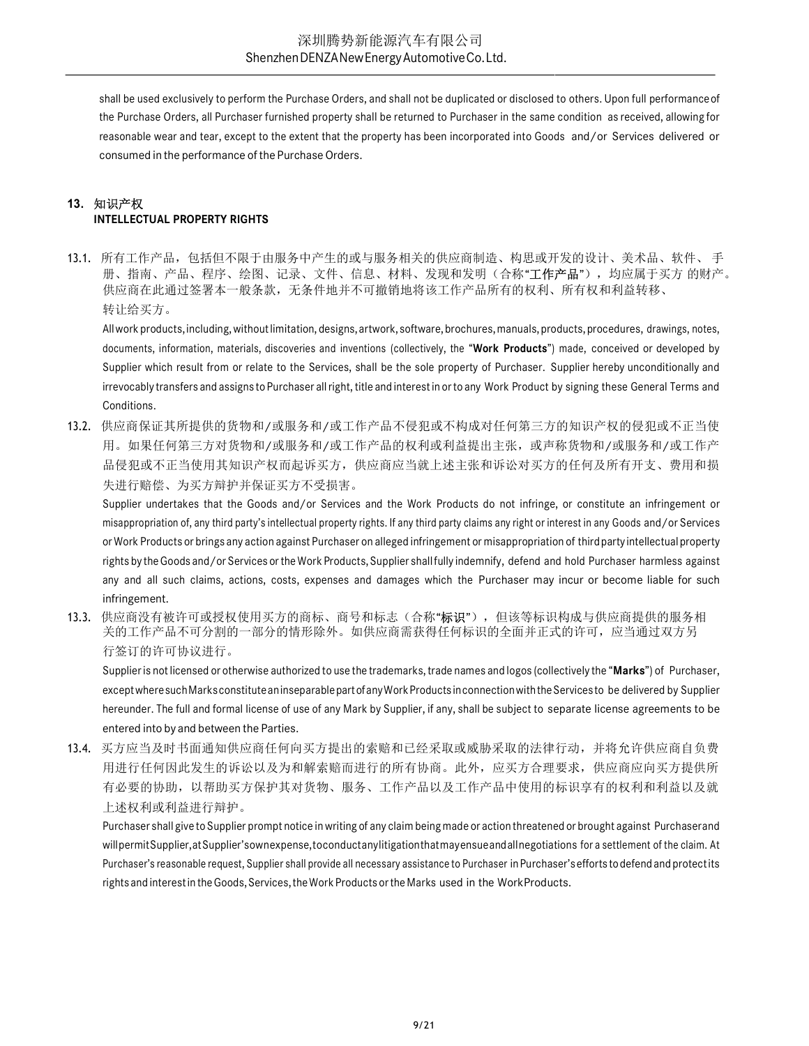shall be used exclusively to perform the Purchase Orders, and shall not be duplicated or disclosed to others. Upon full performance of the Purchase Orders, all Purchaser furnished property shall be returned to Purchaser in the same condition as received, allowing for reasonable wear and tear, except to the extent that the property has been incorporated into Goods and/or Services delivered or consumed in the performance of the Purchase Orders.

## 13. 知识产权
## INTELLECTUAL PROPERTY RIGHTS

13.1. 所有工作产品，包括但不限于由服务中产生的或与服务相关的供应商制造、构思或开发的设计、美术品、软件、手册、指南、产品、程序、绘图、记录、文件、信息、材料、发现和发明（合称"**工作产品**"），均应属于买方的财产。供应商在此通过签署本一般条款，无条件地并不可撤销地将该工作产品所有的权利、所有权和利益转移、转让给买方。

All work products, including, without limitation, designs, artwork, software, brochures, manuals, products, procedures, drawings, notes, documents, information, materials, discoveries and inventions (collectively, the "**Work Products**") made, conceived or developed by Supplier which result from or relate to the Services, shall be the sole property of Purchaser. Supplier hereby unconditionally and irrevocably transfers and assigns to Purchaser all right, title and interest in or to any Work Product by signing these General Terms and Conditions.

13.2. 供应商保证其所提供的货物和/或服务和/或工作产品不侵犯或不构成对任何第三方的知识产权的侵犯或不正当使用。如果任何第三方对货物和/或服务和/或工作产品的权利或利益提出主张，或声称货物和/或服务和/或工作产品侵犯或不正当使用其知识产权而起诉买方，供应商应当就上述主张和诉讼对买方的任何及所有开支、费用和损失进行赔偿、为买方辩护并保证买方不受损害。

Supplier undertakes that the Goods and/or Services and the Work Products do not infringe, or constitute an infringement or misappropriation of, any third party's intellectual property rights. If any third party claims any right or interest in any Goods and/or Services or Work Products or brings any action against Purchaser on alleged infringement or misappropriation of third party intellectual property rights by the Goods and/or Services or the Work Products, Supplier shall fully indemnify, defend and hold Purchaser harmless against any and all such claims, actions, costs, expenses and damages which the Purchaser may incur or become liable for such infringement.

13.3. 供应商没有被许可或授权使用买方的商标、商号和标志（合称"**标识**"），但该等标识构成与供应商提供的服务相关的工作产品不可分割的一部分的情形除外。如供应商需获得任何标识的全面并正式的许可，应当通过双方另行签订的许可协议进行。

Supplier is not licensed or otherwise authorized to use the trademarks, trade names and logos (collectively the "**Marks**") of Purchaser, except where such Marks constitute an inseparable part of any Work Products in connection with the Services to be delivered by Supplier hereunder. The full and formal license of use of any Mark by Supplier, if any, shall be subject to separate license agreements to be entered into by and between the Parties.

13.4. 买方应当及时书面通知供应商任何向买方提出的索赔和已经采取或威胁采取的法律行动，并将允许供应商自负费用进行任何因此发生的诉讼以及为和解索赔而进行的所有协商。此外，应买方合理要求，供应商应向买方提供所有必要的协助，以帮助买方保护其对货物、服务、工作产品以及工作产品中使用的标识享有的权利和利益以及就上述权利或利益进行辩护。

Purchaser shall give to Supplier prompt notice in writing of any claim being made or action threatened or brought against Purchaser and will permit Supplier, at Supplier's own expense, to conduct any litigation that may ensue and all negotiations for a settlement of the claim. At Purchaser's reasonable request, Supplier shall provide all necessary assistance to Purchaser in Purchaser's efforts to defend and protect its rights and interest in the Goods, Services, the Work Products or the Marks used in the Work Products.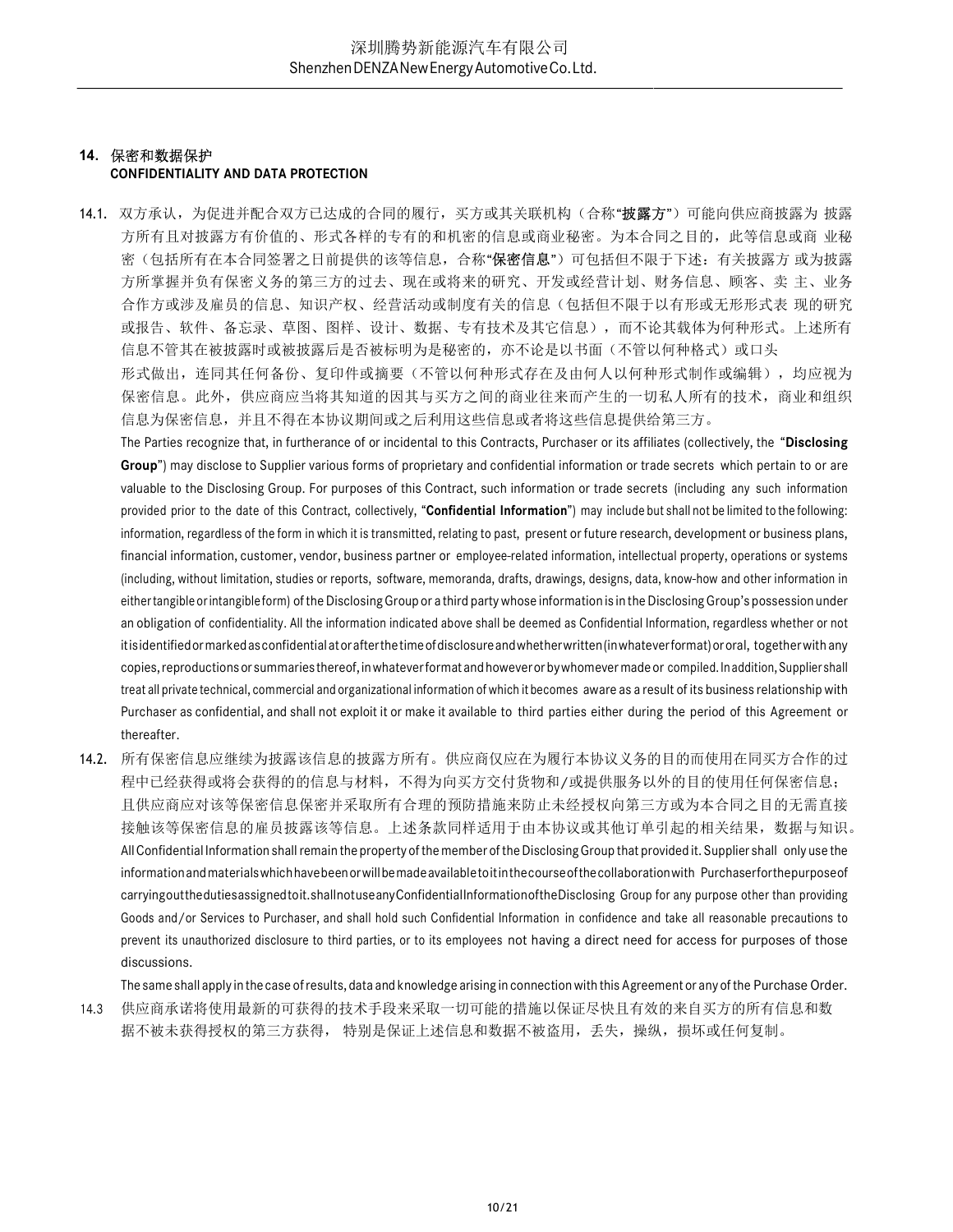## 14. 保密和数据保护 CONFIDENTIALITY AND DATA PROTECTION

14.1. 双方承认，为促进并配合双方已达成的合同的履行，买方或其关联机构（合称"**披露方**"）可能向供应商披露为 披露方所有且对披露方有价值的、形式各样的专有的和机密的信息或商业秘密。为本合同之目的，此等信息或商 业秘密（包括所有在本合同签署之日前提供的该等信息，合称"**保密信息**"）可包括但不限于下述：有关披露方 或为披露方所掌握并负有保密义务的第三方的过去、现在或将来的研究、开发或经营计划、财务信息、顾客、卖 主、业务合作方或涉及雇员的信息、知识产权、经营活动或制度有关的信息（包括但不限于以有形或无形形式表 现的研究或报告、软件、备忘录、草图、图样、设计、数据、专有技术及其它信息），而不论其载体为何种形式。上述所有信息不管其在被披露时或被披露后是否被标明为是秘密的，亦不论是以书面（不管以何种格式）或口头形式做出，连同其任何备份、复印件或摘要（不管以何种形式存在及由何人以何种形式制作或编辑），均应视为保密信息。此外，供应商应当将其知道的因其与买方之间的商业往来而产生的一切私人所有的技术，商业和组织信息为保密信息，并且不得在本协议期间或之后利用这些信息或者将这些信息提供给第三方。

The Parties recognize that, in furtherance of or incidental to this Contracts, Purchaser or its affiliates (collectively, the "**Disclosing Group**") may disclose to Supplier various forms of proprietary and confidential information or trade secrets which pertain to or are valuable to the Disclosing Group. For purposes of this Contract, such information or trade secrets (including any such information provided prior to the date of this Contract, collectively, "**Confidential Information**") may include but shall not be limited to the following: information, regardless of the form in which it is transmitted, relating to past, present or future research, development or business plans, financial information, customer, vendor, business partner or employee-related information, intellectual property, operations or systems (including, without limitation, studies or reports, software, memoranda, drafts, drawings, designs, data, know-how and other information in either tangible or intangible form) of the Disclosing Group or a third party whose information is in the Disclosing Group's possession under an obligation of confidentiality. All the information indicated above shall be deemed as Confidential Information, regardless whether or not it is identified or marked as confidential at or after the time of disclosure and whether written (in whatever format) or oral, together with any copies, reproductions or summaries thereof, in whatever format and however or by whomever made or compiled. In addition, Supplier shall treat all private technical, commercial and organizational information of which it becomes aware as a result of its business relationship with Purchaser as confidential, and shall not exploit it or make it available to third parties either during the period of this Agreement or thereafter.

14.2. 所有保密信息应继续为披露该信息的披露方所有。供应商仅应在为履行本协议义务的目的而使用在同买方合作的过程中已经获得或将会获得的的信息与材料，不得为向买方交付货物和/或提供服务以外的目的使用任何保密信息；且供应商应对该等保密信息保密并采取所有合理的预防措施来防止未经授权向第三方或为本合同之目的无需直接接触该等保密信息的雇员披露该等信息。上述条款同样适用于由本协议或其他订单引起的相关结果，数据与知识。

All Confidential Information shall remain the property of the member of the Disclosing Group that provided it. Supplier shall only use the information and materials which have been or will be made available to it in the course of the collaboration with Purchaser for the purpose of carrying out the duties assigned to it. shall not use any Confidential Information of the Disclosing Group for any purpose other than providing Goods and/or Services to Purchaser, and shall hold such Confidential Information in confidence and take all reasonable precautions to prevent its unauthorized disclosure to third parties, or to its employees not having a direct need for access for purposes of those discussions.

The same shall apply in the case of results, data and knowledge arising in connection with this Agreement or any of the Purchase Order.

14.3 供应商承诺将使用最新的可获得的技术手段来采取一切可能的措施以保证尽快且有效的来自买方的所有信息和数据不被未获得授权的第三方获得， 特别是保证上述信息和数据不被盗用，丢失，操纵，损坏或任何复制。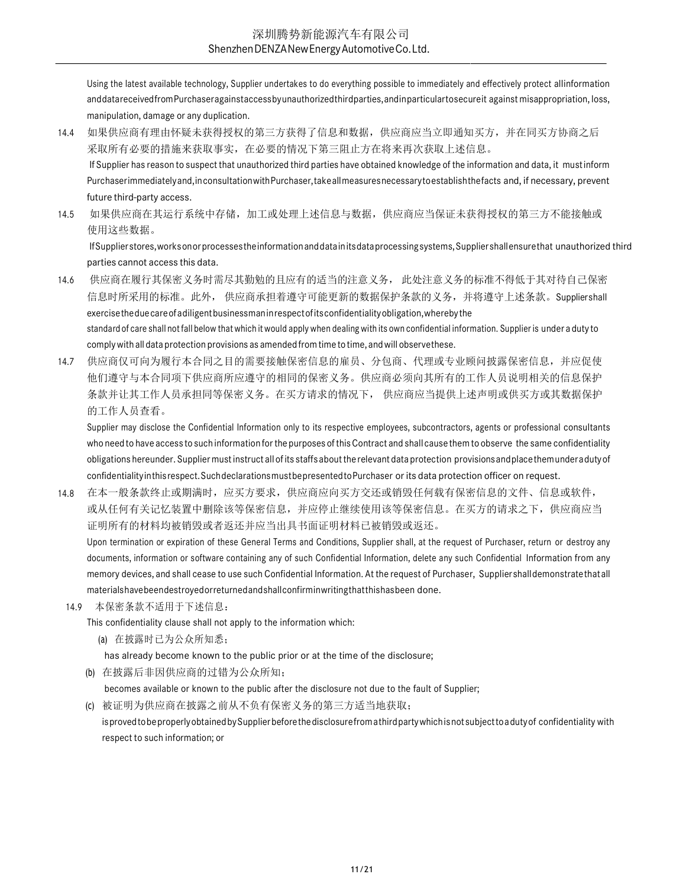Using the latest available technology, Supplier undertakes to do everything possible to immediately and effectively protect all information and data received from Purchaser against access by unauthorized third parties, and in particular to secure it against misappropriation, loss, manipulation, damage or any duplication.

14.4 如果供应商有理由怀疑未获得授权的第三方获得了信息和数据，供应商应当立即通知买方，并在同买方协商之后采取所有必要的措施来获取事实，在必要的情况下第三阻止方在将来再次获取上述信息。

If Supplier has reason to suspect that unauthorized third parties have obtained knowledge of the information and data, it must inform Purchaser immediately and, in consultation with Purchaser, take all measures necessary to establish the facts and, if necessary, prevent future third-party access.

14.5 如果供应商在其运行系统中存储，加工或处理上述信息与数据，供应商应当保证未获得授权的第三方不能接触或使用这些数据。

If Supplier stores, works on or processes the information and data in its data processing systems, Supplier shall ensure that unauthorized third parties cannot access this data.

14.6 供应商在履行其保密义务时需尽其勤勉的且应有的适当的注意义务， 此处注意义务的标准不得低于其对待自己保密信息时所采用的标准。此外， 供应商承担着遵守可能更新的数据保护条款的义务，并将遵守上述条款。Supplier shall exercise the due care of a diligent businessman in respect of its confidentiality obligation, whereby the standard of care shall not fall below that which it would apply when dealing with its own confidential information. Supplier is under a duty to comply with all data protection provisions as amended from time to time, and will observe these.

14.7 供应商仅可向为履行本合同之目的需要接触保密信息的雇员、分包商、代理或专业顾问披露保密信息，并应促使他们遵守与本合同项下供应商所应遵守的相同的保密义务。供应商必须向其所有的工作人员说明相关的信息保护条款并让其工作人员承担同等保密义务。在买方请求的情况下， 供应商应当提供上述声明或供买方或其数据保护的工作人员查看。

Supplier may disclose the Confidential Information only to its respective employees, subcontractors, agents or professional consultants who need to have access to such information for the purposes of this Contract and shall cause them to observe the same confidentiality obligations hereunder. Supplier must instruct all of its staffs about the relevant data protection provisions and place them under a duty of confidentiality in this respect. Such declarations must be presented to Purchaser or its data protection officer on request.

14.8 在本一般条款终止或期满时，应买方要求，供应商应向买方交还或销毁任何载有保密信息的文件、信息或软件，或从任何有关记忆装置中删除该等保密信息，并应停止继续使用该等保密信息。在买方的请求之下，供应商应当证明所有的材料均被销毁或者返还并应当出具书面证明材料已被销毁或返还。

Upon termination or expiration of these General Terms and Conditions, Supplier shall, at the request of Purchaser, return or destroy any documents, information or software containing any of such Confidential Information, delete any such Confidential Information from any memory devices, and shall cease to use such Confidential Information. At the request of Purchaser, Supplier shall demonstrate that all materials have been destroyed or returned and shall confirm in writing that this has been done.

14.9 本保密条款不适用于下述信息：

This confidentiality clause shall not apply to the information which:

(a) 在披露时已为公众所知悉；

has already become known to the public prior or at the time of the disclosure;

(b) 在披露后非因供应商的过错为公众所知；

becomes available or known to the public after the disclosure not due to the fault of Supplier;

(c) 被证明为供应商在披露之前从不负有保密义务的第三方适当地获取；

is proved to be properly obtained by Supplier before the disclosure from a third party which is not subject to a duty of confidentiality with respect to such information; or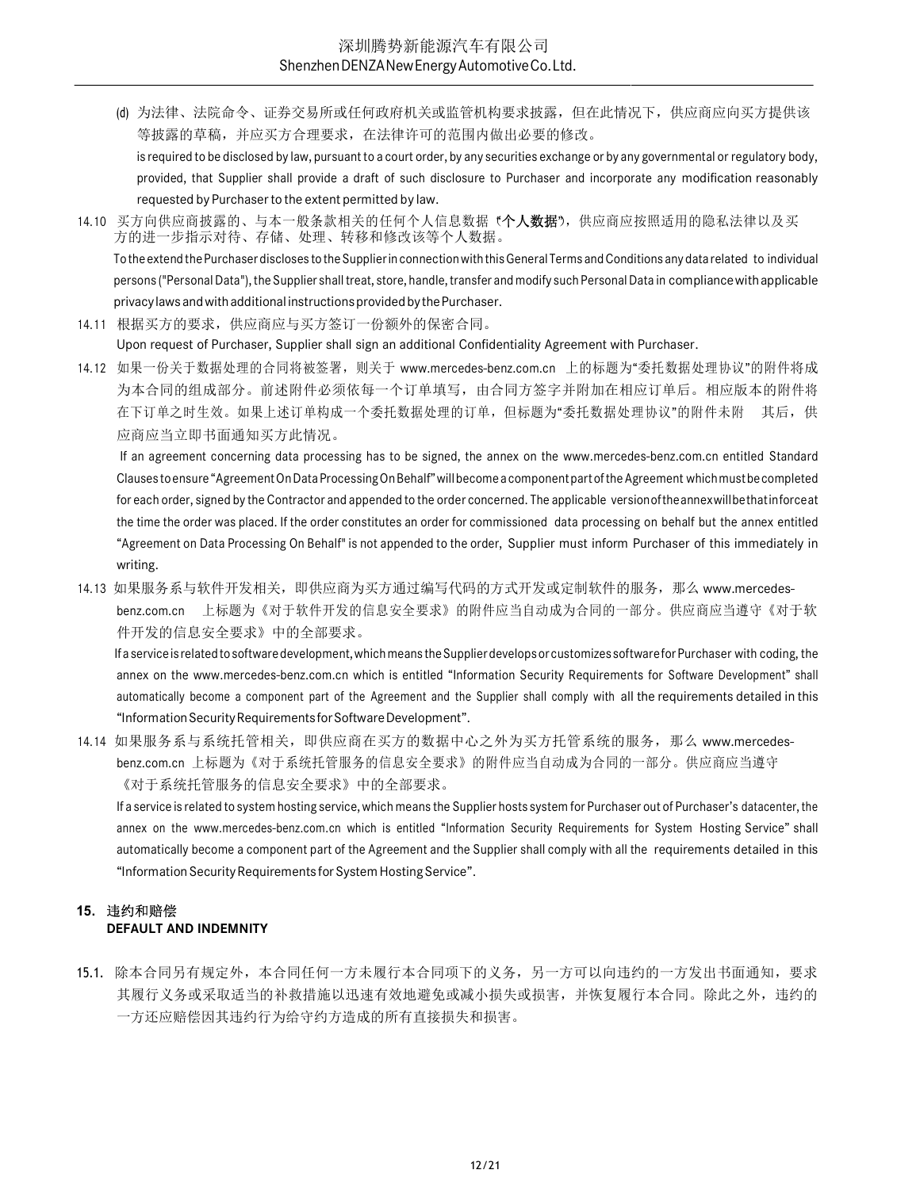(d) 为法律、法院命令、证券交易所或任何政府机关或监管机构要求披露，但在此情况下，供应商应向买方提供该等披露的草稿，并应买方合理要求，在法律许可的范围内做出必要的修改。

is required to be disclosed by law, pursuant to a court order, by any securities exchange or by any governmental or regulatory body, provided, that Supplier shall provide a draft of such disclosure to Purchaser and incorporate any modification reasonably requested by Purchaser to the extent permitted by law.

14.10 买方向供应商披露的、与本一般条款相关的任何个人信息数据（"**个人数据**"），供应商应按照适用的隐私法律以及买方的进一步指示对待、存储、处理、转移和修改该等个人数据。

To the extend the Purchaser discloses to the Supplier in connection with this General Terms and Conditions any data related to individual persons ("Personal Data"), the Supplier shall treat, store, handle, transfer and modify such Personal Data in compliance with applicable privacy laws and with additional instructions provided by the Purchaser.

14.11 根据买方的要求，供应商应与买方签订一份额外的保密合同。

Upon request of Purchaser, Supplier shall sign an additional Confidentiality Agreement with Purchaser.

14.12 如果一份关于数据处理的合同将被签署，则关于 www.mercedes-benz.com.cn 上的标题为"委托数据处理协议"的附件将成为本合同的组成部分。前述附件必须依每一个订单填写，由合同方签字并附加在相应订单后。相应版本的附件将在下订单之时生效。如果上述订单构成一个委托数据处理的订单，但标题为"委托数据处理协议"的附件未附 其后，供应商应当立即书面通知买方此情况。

If an agreement concerning data processing has to be signed, the annex on the www.mercedes-benz.com.cn entitled Standard Clauses to ensure "Agreement On Data Processing On Behalf" will become a component part of the Agreement which must be completed for each order, signed by the Contractor and appended to the order concerned. The applicable version of the annex will be that in force at the time the order was placed. If the order constitutes an order for commissioned data processing on behalf but the annex entitled "Agreement on Data Processing On Behalf" is not appended to the order, Supplier must inform Purchaser of this immediately in writing.

14.13 如果服务系与软件开发相关，即供应商为买方通过编写代码的方式开发或定制软件的服务，那么 www.mercedes-benz.com.cn 上标题为《对于软件开发的信息安全要求》的附件应当自动成为合同的一部分。供应商应当遵守《对于软件开发的信息安全要求》中的全部要求。

If a service is related to software development, which means the Supplier develops or customizes software for Purchaser with coding, the annex on the www.mercedes-benz.com.cn which is entitled "Information Security Requirements for Software Development" shall automatically become a component part of the Agreement and the Supplier shall comply with all the requirements detailed in this "Information Security Requirements for Software Development".

14.14 如果服务系与系统托管相关，即供应商在买方的数据中心之外为买方托管系统的服务，那么 www.mercedes-benz.com.cn 上标题为《对于系统托管服务的信息安全要求》的附件应当自动成为合同的一部分。供应商应当遵守《对于系统托管服务的信息安全要求》中的全部要求。

If a service is related to system hosting service, which means the Supplier hosts system for Purchaser out of Purchaser's datacenter, the annex on the www.mercedes-benz.com.cn which is entitled "Information Security Requirements for System Hosting Service" shall automatically become a component part of the Agreement and the Supplier shall comply with all the requirements detailed in this "Information Security Requirements for System Hosting Service".

## 15. 违约和赔偿 DEFAULT AND INDEMNITY

15.1. 除本合同另有规定外，本合同任何一方未履行本合同项下的义务，另一方可以向违约的一方发出书面通知，要求其履行义务或采取适当的补救措施以迅速有效地避免或减小损失或损害，并恢复履行本合同。除此之外，违约的一方还应赔偿因其违约行为给守约方造成的所有直接损失和损害。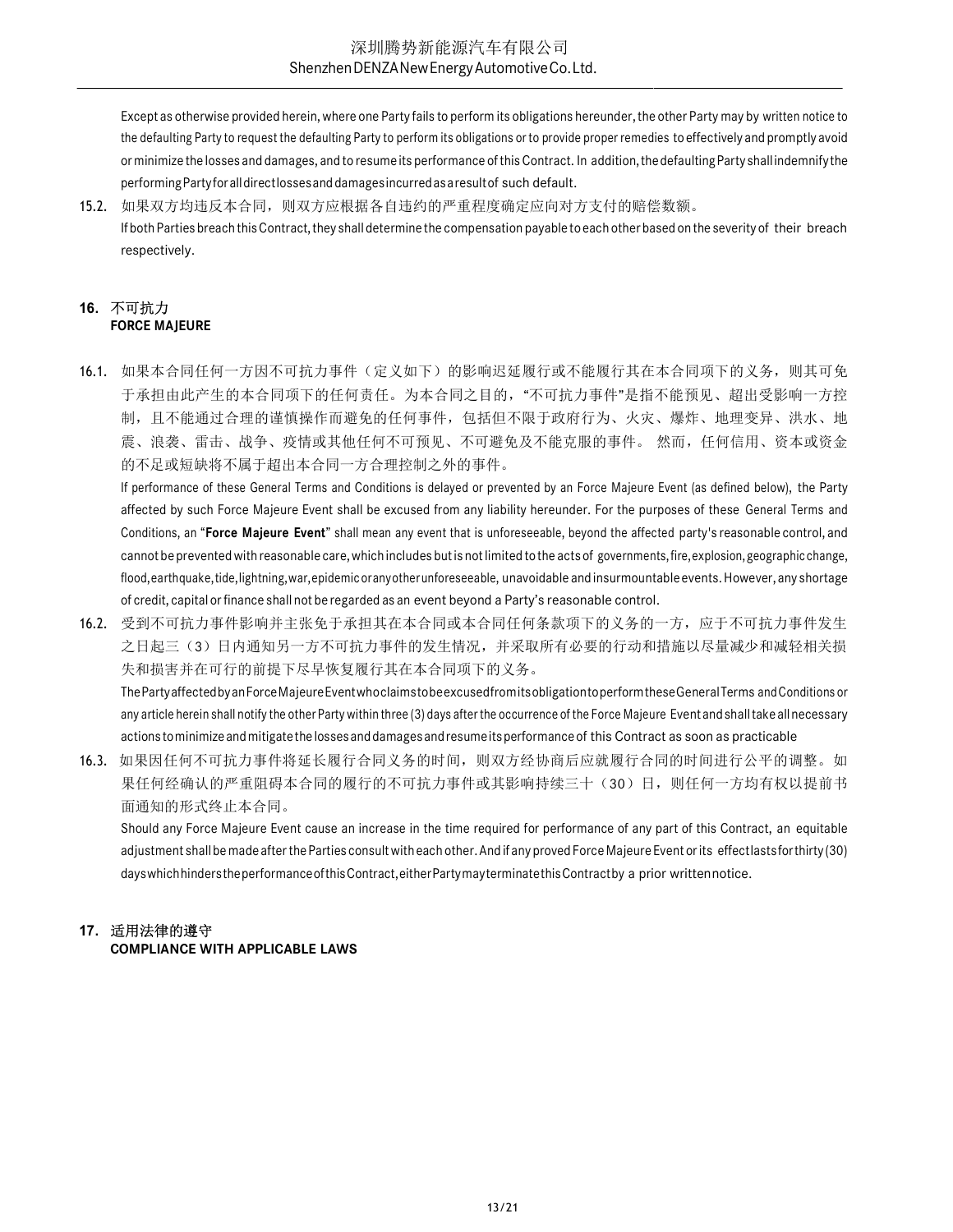Except as otherwise provided herein, where one Party fails to perform its obligations hereunder, the other Party may by written notice to the defaulting Party to request the defaulting Party to perform its obligations or to provide proper remedies to effectively and promptly avoid or minimize the losses and damages, and to resume its performance of this Contract. In addition, the defaulting Party shall indemnify the performing Party for all direct losses and damages incurred as a result of such default.

15.2. 如果双方均违反本合同，则双方应根据各自违约的严重程度确定应向对方支付的赔偿数额。
If both Parties breach this Contract, they shall determine the compensation payable to each other based on the severity of their breach respectively.

## 16. 不可抗力 FORCE MAJEURE

16.1. 如果本合同任何一方因不可抗力事件（定义如下）的影响迟延履行或不能履行其在本合同项下的义务，则其可免于承担由此产生的本合同项下的任何责任。为本合同之目的，"不可抗力事件"是指不能预见、超出受影响一方控制，且不能通过合理的谨慎操作而避免的任何事件，包括但不限于政府行为、火灾、爆炸、地理变异、洪水、地震、浪袭、雷击、战争、疫情或其他任何不可预见、不可避免及不能克服的事件。 然而，任何信用、资本或资金的不足或短缺将不属于超出本合同一方合理控制之外的事件。
If performance of these General Terms and Conditions is delayed or prevented by an Force Majeure Event (as defined below), the Party affected by such Force Majeure Event shall be excused from any liability hereunder. For the purposes of these General Terms and Conditions, an "**Force Majeure Event**" shall mean any event that is unforeseeable, beyond the affected party's reasonable control, and cannot be prevented with reasonable care, which includes but is not limited to the acts of governments, fire, explosion, geographic change, flood, earthquake, tide, lightning, war, epidemic or any other unforeseeable, unavoidable and insurmountable events. However, any shortage of credit, capital or finance shall not be regarded as an event beyond a Party's reasonable control.

16.2. 受到不可抗力事件影响并主张免于承担其在本合同或本合同任何条款项下的义务的一方，应于不可抗力事件发生之日起三（3）日内通知另一方不可抗力事件的发生情况，并采取所有必要的行动和措施以尽量减少和减轻相关损失和损害并在可行的前提下尽早恢复履行其在本合同项下的义务。
The Party affected by an Force Majeure Event who claims to be excused from its obligation to perform these General Terms and Conditions or any article herein shall notify the other Party within three (3) days after the occurrence of the Force Majeure Event and shall take all necessary actions to minimize and mitigate the losses and damages and resume its performance of this Contract as soon as practicable

16.3. 如果因任何不可抗力事件将延长履行合同义务的时间，则双方经协商后应就履行合同的时间进行公平的调整。如果任何经确认的严重阻碍本合同的履行的不可抗力事件或其影响持续三十（30）日，则任何一方均有权以提前书面通知的形式终止本合同。
Should any Force Majeure Event cause an increase in the time required for performance of any part of this Contract, an equitable adjustment shall be made after the Parties consult with each other. And if any proved Force Majeure Event or its effect lasts for thirty (30) days which hinders the performance of this Contract, either Party may terminate this Contract by a prior written notice.

## 17. 适用法律的遵守 COMPLIANCE WITH APPLICABLE LAWS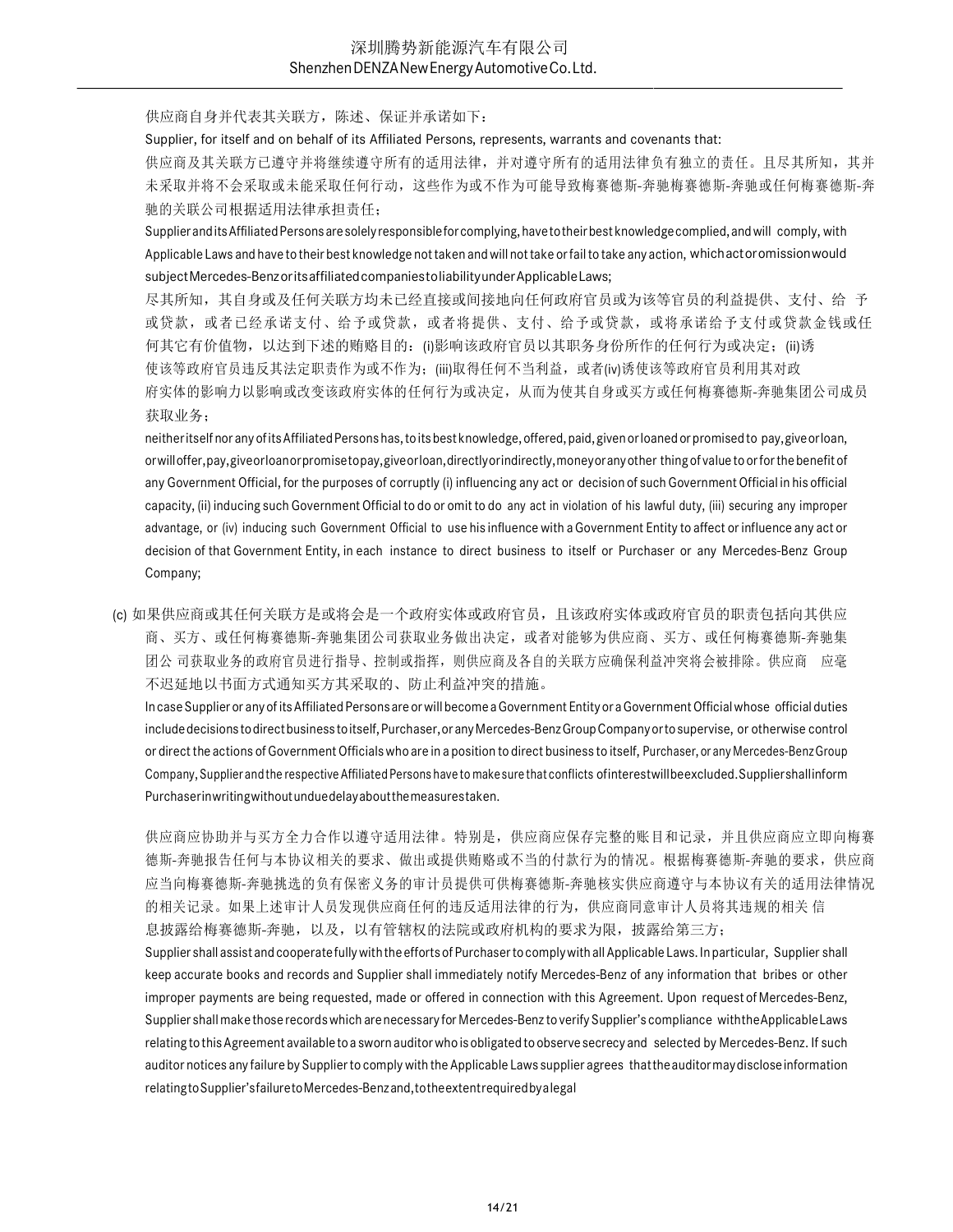供应商自身并代表其关联方，陈述、保证并承诺如下：

Supplier, for itself and on behalf of its Affiliated Persons, represents, warrants and covenants that:

供应商及其关联方已遵守并将继续遵守所有的适用法律，并对遵守所有的适用法律负有独立的责任。且尽其所知，其并未采取并将不会采取或未能采取任何行动，这些作为或不作为可能导致梅赛德斯-奔驰梅赛德斯-奔驰或任何梅赛德斯-奔驰的关联公司根据适用法律承担责任；

Supplier and its Affiliated Persons are solely responsible for complying, have to their best knowledge complied, and will comply, with Applicable Laws and have to their best knowledge not taken and will not take or fail to take any action, which act or omission would subject Mercedes-Benz or its affiliated companies to liability under Applicable Laws;

尽其所知，其自身或及任何关联方均未已经直接或间接地向任何政府官员或为该等官员的利益提供、支付、给予或贷款，或者已经承诺支付、给予或贷款，或者将提供、支付、给予或贷款，或将承诺给予支付或贷款金钱或任何其它有价值物，以达到下述的贿赂目的：(i)影响该政府官员以其职务身份所作的任何行为或决定；(ii)诱使该等政府官员违反其法定职责作为或不作为；(iii)取得任何不当利益，或者(iv)诱使该等政府官员利用其对政府实体的影响力以影响或改变该政府实体的任何行为或决定，从而为使其自身或买方或任何梅赛德斯-奔驰集团公司成员获取业务；

neither itself nor any of its Affiliated Persons has, to its best knowledge, offered, paid, given or loaned or promised to pay, give or loan, or will offer, pay, give or loan or promise to pay, give or loan, directly or indirectly, money or any other thing of value to or for the benefit of any Government Official, for the purposes of corruptly (i) influencing any act or decision of such Government Official in his official capacity, (ii) inducing such Government Official to do or omit to do any act in violation of his lawful duty, (iii) securing any improper advantage, or (iv) inducing such Government Official to use his influence with a Government Entity to affect or influence any act or decision of that Government Entity, in each instance to direct business to itself or Purchaser or any Mercedes-Benz Group Company;

(c) 如果供应商或其任何关联方是或将会是一个政府实体或政府官员，且该政府实体或政府官员的职责包括向其供应商、买方、或任何梅赛德斯-奔驰集团公司获取业务做出决定，或者对能够为供应商、买方、或任何梅赛德斯-奔驰集团公司获取业务的政府官员进行指导、控制或指挥，则供应商及各自的关联方应确保利益冲突将会被排除。供应商应毫不迟延地以书面方式通知买方其采取的、防止利益冲突的措施。

In case Supplier or any of its Affiliated Persons are or will become a Government Entity or a Government Official whose official duties include decisions to direct business to itself, Purchaser, or any Mercedes-Benz Group Company or to supervise, or otherwise control or direct the actions of Government Officials who are in a position to direct business to itself, Purchaser, or any Mercedes-Benz Group Company, Supplier and the respective Affiliated Persons have to make sure that conflicts of interest will be excluded. Supplier shall inform Purchaser in writing without undue delay about the measures taken.

供应商应协助并与买方全力合作以遵守适用法律。特别是，供应商应保存完整的账目和记录，并且供应商应立即向梅赛德斯-奔驰报告任何与本协议相关的要求、做出或提供贿赂或不当的付款行为的情况。根据梅赛德斯-奔驰的要求，供应商应当向梅赛德斯-奔驰挑选的负有保密义务的审计员提供可供梅赛德斯-奔驰核实供应商遵守与本协议有关的适用法律情况的相关记录。如果上述审计人员发现供应商任何的违反适用法律的行为，供应商同意审计人员将其违规的相关信息披露给梅赛德斯-奔驰，以及，以有管辖权的法院或政府机构的要求为限，披露给第三方；

Supplier shall assist and cooperate fully with the efforts of Purchaser to comply with all Applicable Laws. In particular, Supplier shall keep accurate books and records and Supplier shall immediately notify Mercedes-Benz of any information that bribes or other improper payments are being requested, made or offered in connection with this Agreement. Upon request of Mercedes-Benz, Supplier shall make those records which are necessary for Mercedes-Benz to verify Supplier's compliance with the Applicable Laws relating to this Agreement available to a sworn auditor who is obligated to observe secrecy and selected by Mercedes-Benz. If such auditor notices any failure by Supplier to comply with the Applicable Laws supplier agrees that the auditor may disclose information relating to Supplier's failure to Mercedes-Benz and, to the extent required by a legal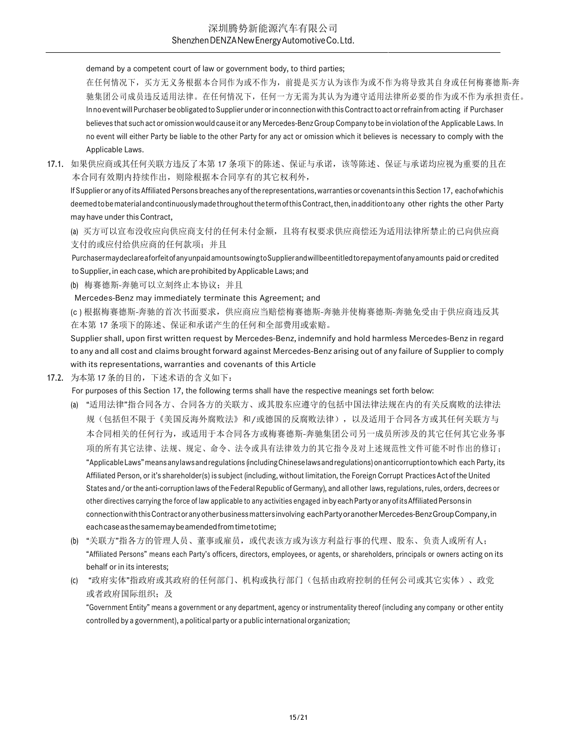demand by a competent court of law or government body, to third parties;

在任何情况下，买方无义务根据本合同作为或不作为，前提是买方认为该作为或不作为将导致其自身或任何梅赛德斯-奔驰集团公司成员违反适用法律。在任何情况下，任何一方无需为其认为为遵守适用法律所必要的作为或不作为承担责任。

In no event will Purchaser be obligated to Supplier under or in connection with this Contract to act or refrain from acting if Purchaser believes that such act or omission would cause it or any Mercedes-Benz Group Company to be in violation of the Applicable Laws. In no event will either Party be liable to the other Party for any act or omission which it believes is necessary to comply with the Applicable Laws.

17.1. 如果供应商或其任何关联方违反了本第 17 条项下的陈述、保证与承诺，该等陈述、保证与承诺均应视为重要的且在本合同有效期内持续作出，则除根据本合同享有的其它权利外，

If Supplier or any of its Affiliated Persons breaches any of the representations, warranties or covenants in this Section 17, each of which is deemed to be material and continuously made throughout the term of this Contract, then, in addition to any other rights the other Party may have under this Contract,

(a) 买方可以宣布没收应向供应商支付的任何未付金额，且将有权要求供应商偿还为适用法律所禁止的已向供应商支付的或应付给供应商的任何款项；并且

Purchaser may declare a forfeit of any unpaid amounts owing to Supplier and will be entitled to repayment of any amounts paid or credited to Supplier, in each case, which are prohibited by Applicable Laws; and

(b) 梅赛德斯-奔驰可以立刻终止本协议；并且

Mercedes-Benz may immediately terminate this Agreement; and

(c) 根据梅赛德斯-奔驰的首次书面要求，供应商应当赔偿梅赛德斯-奔驰并使梅赛德斯-奔驰免受由于供应商违反其在本第 17 条项下的陈述、保证和承诺产生的任何和全部费用或索赔。

Supplier shall, upon first written request by Mercedes-Benz, indemnify and hold harmless Mercedes-Benz in regard to any and all cost and claims brought forward against Mercedes-Benz arising out of any failure of Supplier to comply with its representations, warranties and covenants of this Article

17.2. 为本第 17 条的目的，下述术语的含义如下：

For purposes of this Section 17, the following terms shall have the respective meanings set forth below:

(a) "适用法律"指合同各方、合同各方的关联方、或其股东应遵守的包括中国法律法规在内的有关反腐败的法律法规（包括但不限于《美国反海外腐败法》和/或德国的反腐败法律），以及适用于合同各方或其任何关联方与本合同相关的任何行为，或适用于本合同各方或梅赛德斯-奔驰集团公司另一成员所涉及的其它任何其它业务事项的所有其它法律、法规、规定、命令、法令或具有法律效力的其它指令及对上述规范性文件可能不时作出的修订；

"Applicable Laws" means any laws and regulations (including Chinese laws and regulations) on anticorruption to which each Party, its Affiliated Person, or it's shareholder(s) is subject (including, without limitation, the Foreign Corrupt Practices Act of the United States and/or the anti-corruption laws of the Federal Republic of Germany), and all other laws, regulations, rules, orders, decrees or other directives carrying the force of law applicable to any activities engaged in by each Party or any of its Affiliated Persons in connection with this Contract or any other business matters involving each Party or another Mercedes-Benz Group Company, in each case as the same may be amended from time to time;

(b) "关联方"指各方的管理人员、董事或雇员，或代表该方或为该方利益行事的代理、股东、负责人或所有人；

"Affiliated Persons" means each Party's officers, directors, employees, or agents, or shareholders, principals or owners acting on its behalf or in its interests;

(c) "政府实体"指政府或其政府的任何部门、机构或执行部门（包括由政府控制的任何公司或其它实体）、政党或者政府国际组织；及

"Government Entity" means a government or any department, agency or instrumentality thereof (including any company or other entity controlled by a government), a political party or a public international organization;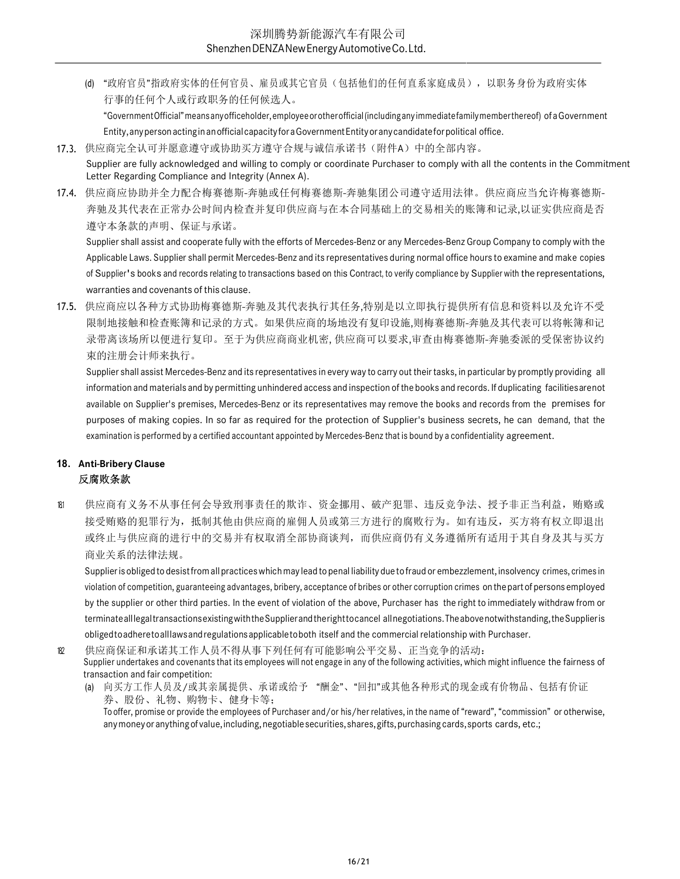(d) “政府官员”指政府实体的任何官员、雇员或其它官员（包括他们的任何直系家庭成员），以职务身份为政府实体行事的任何个人或行政职务的任何候选人。

“Government Official” means any officeholder, employee or other official (including any immediate family member thereof) of a Government Entity, any person acting in an official capacity for a Government Entity or any candidate for political office.

**17.3.** 供应商完全认可并愿意遵守或协助买方遵守合规与诚信承诺书（附件A）中的全部内容。

Supplier are fully acknowledged and willing to comply or coordinate Purchaser to comply with all the contents in the Commitment Letter Regarding Compliance and Integrity (Annex A).

**17.4.** 供应商应协助并全力配合梅赛德斯-奔驰或任何梅赛德斯-奔驰集团公司遵守适用法律。供应商应当允许梅赛德斯-奔驰及其代表在正常办公时间内检查并复印供应商与在本合同基础上的交易相关的账簿和记录,以证实供应商是否遵守本条款的声明、保证与承诺。

Supplier shall assist and cooperate fully with the efforts of Mercedes-Benz or any Mercedes-Benz Group Company to comply with the Applicable Laws. Supplier shall permit Mercedes-Benz and its representatives during normal office hours to examine and make copies of Supplier's books and records relating to transactions based on this Contract, to verify compliance by Supplier with the representations, warranties and covenants of this clause.

**17.5.** 供应商应以各种方式协助梅赛德斯-奔驰及其代表执行其任务,特别是以立即执行提供所有信息和资料以及允许不受限制地接触和检查账簿和记录的方式。如果供应商的场地没有复印设施,则梅赛德斯-奔驰及其代表可以将帐簿和记录带离该场所以便进行复印。至于为供应商商业机密, 供应商可以要求,审查由梅赛德斯-奔驰委派的受保密协议约束的注册会计师来执行。

Supplier shall assist Mercedes-Benz and its representatives in every way to carry out their tasks, in particular by promptly providing all information and materials and by permitting unhindered access and inspection of the books and records. If duplicating facilities are not available on Supplier's premises, Mercedes-Benz or its representatives may remove the books and records from the premises for purposes of making copies. In so far as required for the protection of Supplier's business secrets, he can demand, that the examination is performed by a certified accountant appointed by Mercedes-Benz that is bound by a confidentiality agreement.

## 18. Anti-Bribery Clause
## 反腐败条款

18.1 供应商有义务不从事任何会导致刑事责任的欺诈、资金挪用、破产犯罪、违反竞争法、授予非正当利益，贿赂或接受贿赂的犯罪行为，抵制其他由供应商的雇佣人员或第三方进行的腐败行为。如有违反，买方将有权立即退出或终止与供应商的进行中的交易并有权取消全部协商谈判，而供应商仍有义务遵循所有适用于其自身及其与买方商业关系的法律法规。

Supplier is obliged to desist from all practices which may lead to penal liability due to fraud or embezzlement, insolvency crimes, crimes in violation of competition, guaranteeing advantages, bribery, acceptance of bribes or other corruption crimes on the part of persons employed by the supplier or other third parties. In the event of violation of the above, Purchaser has the right to immediately withdraw from or terminate all legal transactions existing with the Supplier and the right to cancel all negotiations. The above notwithstanding, the Supplier is obliged to adhere to all laws and regulations applicable to both itself and the commercial relationship with Purchaser.

18.2 供应商保证和承诺其工作人员不得从事下列任何有可能影响公平交易、正当竞争的活动：

Supplier undertakes and covenants that its employees will not engage in any of the following activities, which might influence the fairness of transaction and fair competition:

(a) 向买方工作人员及/或其亲属提供、承诺或给予 “酬金”、“回扣”或其他各种形式的现金或有价物品、包括有价证券、股份、礼物、购物卡、健身卡等；

To offer, promise or provide the employees of Purchaser and/or his/her relatives, in the name of “reward”, “commission” or otherwise, any money or anything of value, including, negotiable securities, shares, gifts, purchasing cards, sports cards, etc.;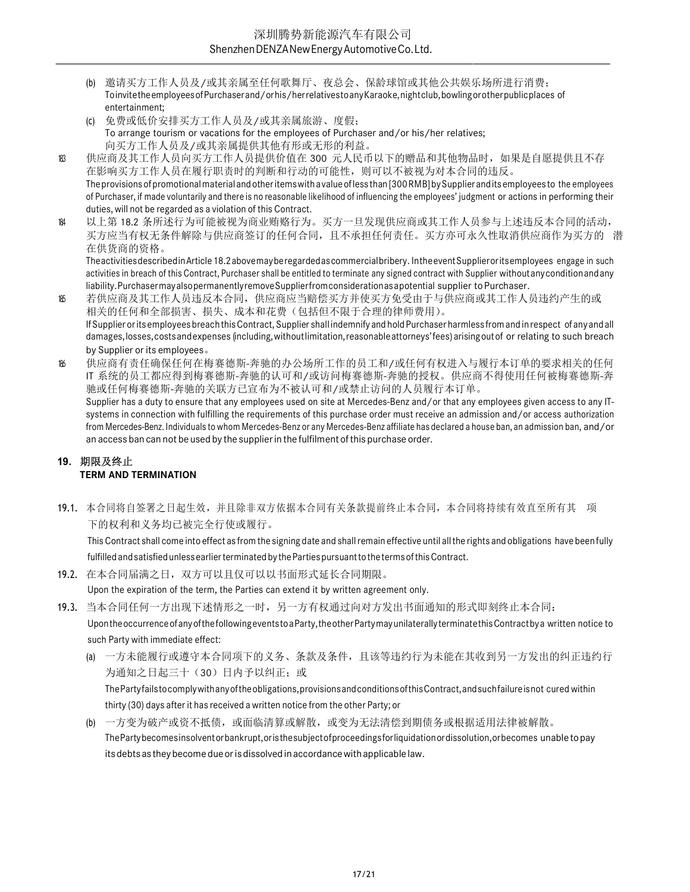(b) 邀请买方工作人员及/或其亲属至任何歌舞厅、夜总会、保龄球馆或其他公共娱乐场所进行消费；
To invite the employees of Purchaser and/or his/her relatives to any Karaoke, night club, bowling or other public places of entertainment;

(c) 免费或低价安排买方工作人员及/或其亲属旅游、度假；
To arrange tourism or vacations for the employees of Purchaser and/or his/her relatives;
向买方工作人员及/或其亲属提供其他有形或无形的利益。

18.3 供应商及其工作人员向买方工作人员提供价值在 300 元人民币以下的赠品和其他物品时，如果是自愿提供且不存在影响买方工作人员在履行职责时的判断和行动的可能性，则可以不被视为对本合同的违反。
The provisions of promotional material and other items with a value of less than [300 RMB] by Supplier and its employees to the employees of Purchaser, if made voluntarily and there is no reasonable likelihood of influencing the employees' judgment or actions in performing their duties, will not be regarded as a violation of this Contract.

18.4 以上第 18.2 条所述行为可能被视为商业贿赂行为。买方一旦发现供应商或其工作人员参与上述违反本合同的活动，买方应当有权无条件解除与供应商签订的任何合同，且不承担任何责任。买方亦可永久性取消供应商作为买方的 潜在供货商的资格。
The activities described in Article 18.2 above may be regarded as commercial bribery. In the event Supplier or its employees engage in such activities in breach of this Contract, Purchaser shall be entitled to terminate any signed contract with Supplier without any condition and any liability. Purchaser may also permanently remove Supplier from consideration as a potential supplier to Purchaser.

18.5 若供应商及其工作人员违反本合同，供应商应当赔偿买方并使买方免受由于与供应商或其工作人员违约产生的或相关的任何和全部损害、损失、成本和花费（包括但不限于合理的律师费用）。
If Supplier or its employees breach this Contract, Supplier shall indemnify and hold Purchaser harmless from and in respect of any and all damages, losses, costs and expenses (including, without limitation, reasonable attorneys' fees) arising out of or relating to such breach by Supplier or its employees。

18.6 供应商有责任确保任何在梅赛德斯-奔驰的办公场所工作的员工和/或任何有权进入与履行本订单的要求相关的任何 IT 系统的员工都应得到梅赛德斯-奔驰的认可和/或访问梅赛德斯-奔驰的授权。供应商不得使用任何被梅赛德斯-奔驰或任何梅赛德斯-奔驰的关联方已宣布为不被认可和/或禁止访问的人员履行本订单。
Supplier has a duty to ensure that any employees used on site at Mercedes-Benz and/or that any employees given access to any IT-systems in connection with fulfilling the requirements of this purchase order must receive an admission and/or access authorization from Mercedes-Benz. Individuals to whom Mercedes-Benz or any Mercedes-Benz affiliate has declared a house ban, an admission ban, and/or an access ban can not be used by the supplier in the fulfilment of this purchase order.

## 19. 期限及终止 TERM AND TERMINATION

19.1. 本合同将自签署之日起生效，并且除非双方依据本合同有关条款提前终止本合同，本合同将持续有效直至所有其 项下的权利和义务均已被完全行使或履行。
This Contract shall come into effect as from the signing date and shall remain effective until all the rights and obligations have been fully fulfilled and satisfied unless earlier terminated by the Parties pursuant to the terms of this Contract.

19.2. 在本合同届满之日，双方可以且仅可以以书面形式延长合同期限。
Upon the expiration of the term, the Parties can extend it by written agreement only.

19.3. 当本合同任何一方出现下述情形之一时，另一方有权通过向对方发出书面通知的形式即刻终止本合同：
Upon the occurrence of any of the following events to a Party, the other Party may unilaterally terminate this Contract by a written notice to such Party with immediate effect:

(a) 一方未能履行或遵守本合同项下的义务、条款及条件，且该等违约行为未能在其收到另一方发出的纠正违约行为通知之日起三十（30）日内予以纠正；或
The Party fails to comply with any of the obligations, provisions and conditions of this Contract, and such failure is not cured within thirty (30) days after it has received a written notice from the other Party; or

(b) 一方变为破产或资不抵债，或面临清算或解散，或变为无法清偿到期债务或根据适用法律被解散。
The Party becomes insolvent or bankrupt, or is the subject of proceedings for liquidation or dissolution, or becomes unable to pay its debts as they become due or is dissolved in accordance with applicable law.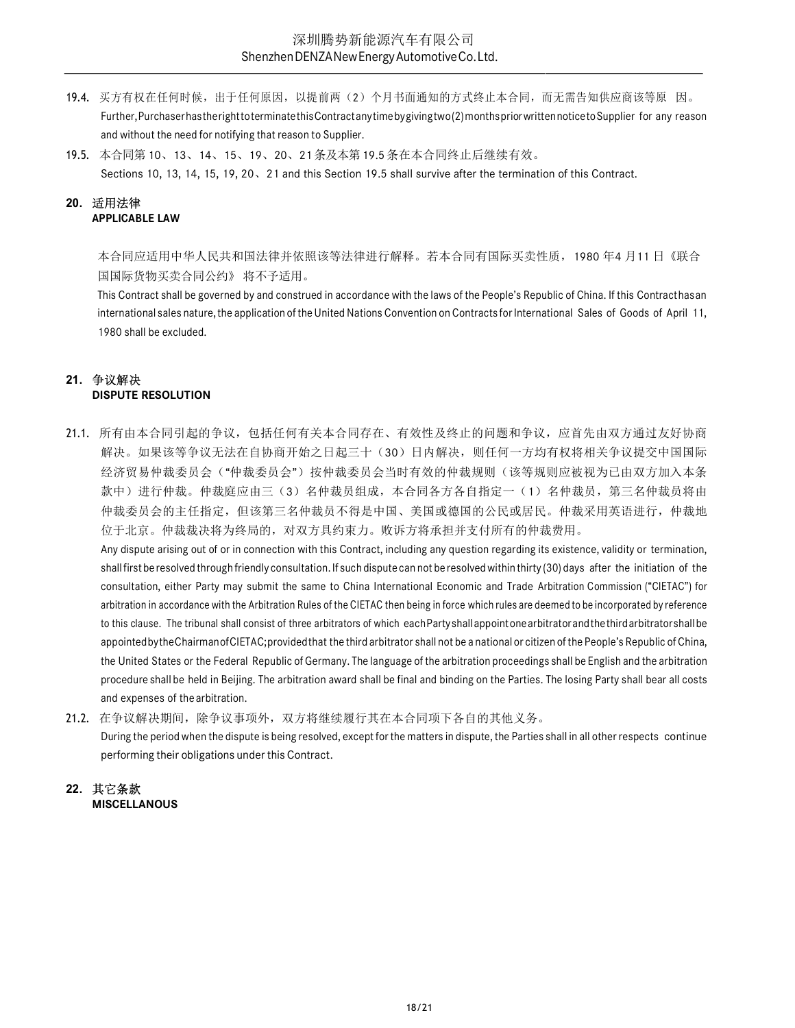19.4. 买方有权在任何时候，出于任何原因，以提前两（2）个月书面通知的方式终止本合同，而无需告知供应商该等原 因。
Further, Purchaser has the right to terminate this Contract any time by giving two (2) months prior written notice to Supplier for any reason and without the need for notifying that reason to Supplier.

19.5. 本合同第 10、13、14、15、19、20、21 条及本第 19.5 条在本合同终止后继续有效。
Sections 10, 13, 14, 15, 19, 20、21 and this Section 19.5 shall survive after the termination of this Contract.

## 20. 适用法律
**APPLICABLE LAW**

本合同应适用中华人民共和国法律并依照该等法律进行解释。若本合同有国际买卖性质， 1980 年4 月11 日《联合国国际货物买卖合同公约》 将不予适用。

This Contract shall be governed by and construed in accordance with the laws of the People's Republic of China. If this Contract has an international sales nature, the application of the United Nations Convention on Contracts for International Sales of Goods of April 11, 1980 shall be excluded.

## 21. 争议解决
**DISPUTE RESOLUTION**

21.1. 所有由本合同引起的争议，包括任何有关本合同存在、有效性及终止的问题和争议，应首先由双方通过友好协商解决。如果该等争议无法在自协商开始之日起三十（30）日内解决，则任何一方均有权将相关争议提交中国国际经济贸易仲裁委员会（"仲裁委员会"）按仲裁委员会当时有效的仲裁规则（该等规则应被视为已由双方加入本条款中）进行仲裁。仲裁庭应由三（3）名仲裁员组成，本合同各方各自指定一（1）名仲裁员，第三名仲裁员将由仲裁委员会的主任指定，但该第三名仲裁员不得是中国、美国或德国的公民或居民。仲裁采用英语进行，仲裁地位于北京。仲裁裁决将为终局的，对双方具约束力。败诉方将承担并支付所有的仲裁费用。
Any dispute arising out of or in connection with this Contract, including any question regarding its existence, validity or termination, shall first be resolved through friendly consultation. If such dispute can not be resolved within thirty (30) days after the initiation of the consultation, either Party may submit the same to China International Economic and Trade Arbitration Commission ("CIETAC") for arbitration in accordance with the Arbitration Rules of the CIETAC then being in force which rules are deemed to be incorporated by reference to this clause. The tribunal shall consist of three arbitrators of which each Party shall appoint one arbitrator and the third arbitrator shall be appointed by the Chairman of CIETAC; provided that the third arbitrator shall not be a national or citizen of the People's Republic of China, the United States or the Federal Republic of Germany. The language of the arbitration proceedings shall be English and the arbitration procedure shall be held in Beijing. The arbitration award shall be final and binding on the Parties. The losing Party shall bear all costs and expenses of the arbitration.

21.2. 在争议解决期间，除争议事项外，双方将继续履行其在本合同项下各自的其他义务。
During the period when the dispute is being resolved, except for the matters in dispute, the Parties shall in all other respects continue performing their obligations under this Contract.

## 22. 其它条款
**MISCELLANOUS**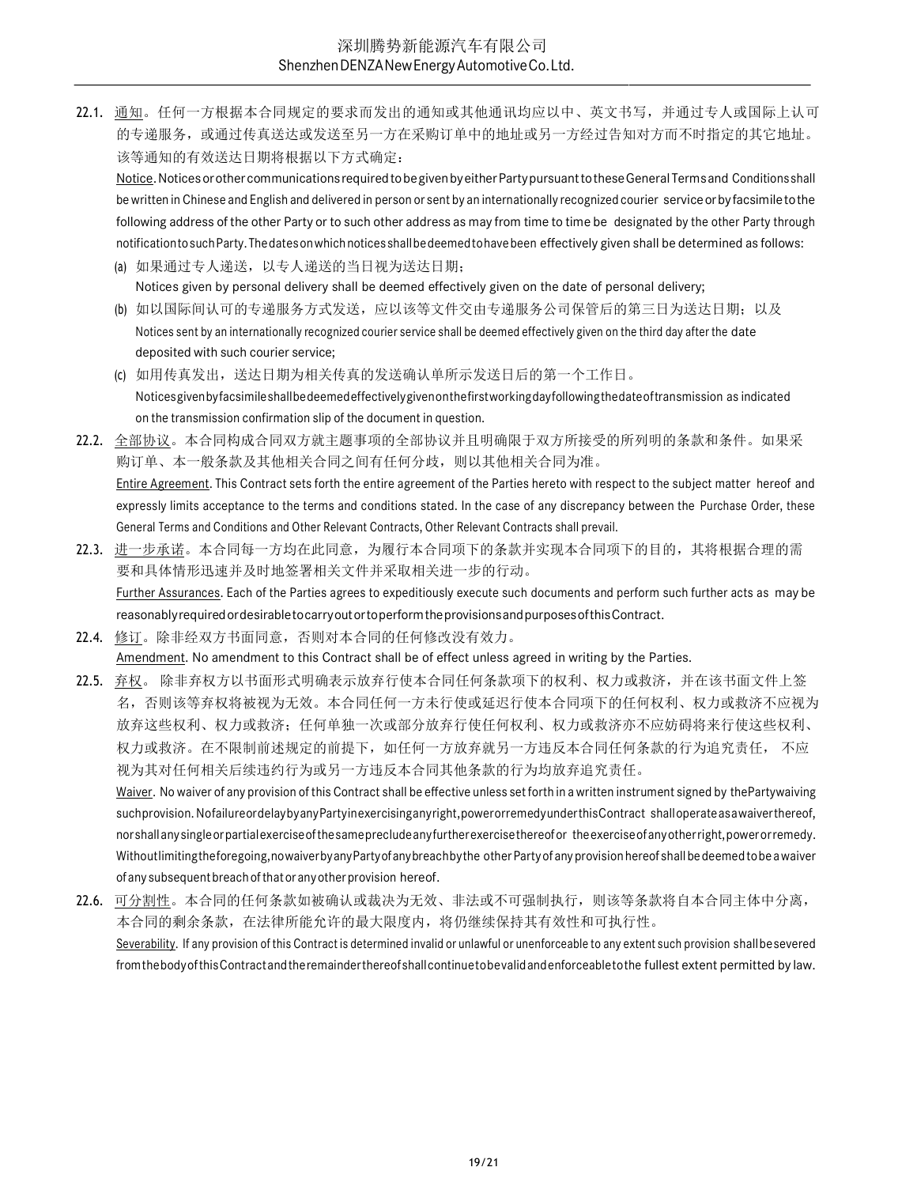22.1. 通知。任何一方根据本合同规定的要求而发出的通知或其他通讯均应以中、英文书写，并通过专人或国际上认可的专递服务，或通过传真送达或发送至另一方在采购订单中的地址或另一方经过告知对方而不时指定的其它地址。该等通知的有效送达日期将根据以下方式确定：

Notice. Notices or other communications required to be given by either Party pursuant to these General Terms and Conditions shall be written in Chinese and English and delivered in person or sent by an internationally recognized courier service or by facsimile to the following address of the other Party or to such other address as may from time to time be designated by the other Party through notification to such Party. The dates on which notices shall be deemed to have been effectively given shall be determined as follows:

(a) 如果通过专人递送，以专人递送的当日视为送达日期；
Notices given by personal delivery shall be deemed effectively given on the date of personal delivery;

(b) 如以国际间认可的专递服务方式发送，应以该等文件交由专递服务公司保管后的第三日为送达日期；以及
Notices sent by an internationally recognized courier service shall be deemed effectively given on the third day after the date deposited with such courier service;

(c) 如用传真发出，送达日期为相关传真的发送确认单所示发送日后的第一个工作日。
Notices given by facsimile shall be deemed effectively given on the first working day following the date of transmission as indicated on the transmission confirmation slip of the document in question.

22.2. 全部协议。本合同构成合同双方就主题事项的全部协议并且明确限于双方所接受的所列明的条款和条件。如果采购订单、本一般条款及其他相关合同之间有任何分歧，则以其他相关合同为准。

Entire Agreement. This Contract sets forth the entire agreement of the Parties hereto with respect to the subject matter hereof and expressly limits acceptance to the terms and conditions stated. In the case of any discrepancy between the Purchase Order, these General Terms and Conditions and Other Relevant Contracts, Other Relevant Contracts shall prevail.

22.3. 进一步承诺。本合同每一方均在此同意，为履行本合同项下的条款并实现本合同项下的目的，其将根据合理的需要和具体情形迅速并及时地签署相关文件并采取相关进一步的行动。

Further Assurances. Each of the Parties agrees to expeditiously execute such documents and perform such further acts as may be reasonably required or desirable to carry out or to perform the provisions and purposes of this Contract.

22.4. 修订。除非经双方书面同意，否则对本合同的任何修改没有效力。

Amendment. No amendment to this Contract shall be of effect unless agreed in writing by the Parties.

22.5. 弃权。 除非弃权方以书面形式明确表示放弃行使本合同任何条款项下的权利、权力或救济，并在该书面文件上签名，否则该等弃权将被视为无效。本合同任何一方未行使或延迟行使本合同项下的任何权利、权力或救济不应视为放弃这些权利、权力或救济；任何单独一次或部分放弃行使任何权利、权力或救济亦不应妨碍将来行使这些权利、权力或救济。在不限制前述规定的前提下，如任何一方放弃就另一方违反本合同任何条款的行为追究责任， 不应视为其对任何相关后续违约行为或另一方违反本合同其他条款的行为均放弃追究责任。

Waiver. No waiver of any provision of this Contract shall be effective unless set forth in a written instrument signed by the Party waiving such provision. No failure or delay by any Party in exercising any right, power or remedy under this Contract shall operate as a waiver thereof, nor shall any single or partial exercise of the same preclude any further exercise thereof or the exercise of any other right, power or remedy. Without limiting the foregoing, no waiver by any Party of any breach by the other Party of any provision hereof shall be deemed to be a waiver of any subsequent breach of that or any other provision hereof.

22.6. 可分割性。本合同的任何条款如被确认或裁决为无效、非法或不可强制执行，则该等条款将自本合同主体中分离，本合同的剩余条款，在法律所能允许的最大限度内，将仍继续保持其有效性和可执行性。

Severability. If any provision of this Contract is determined invalid or unlawful or unenforceable to any extent such provision shall be severed from the body of this Contract and the remainder thereof shall continue to be valid and enforceable to the fullest extent permitted by law.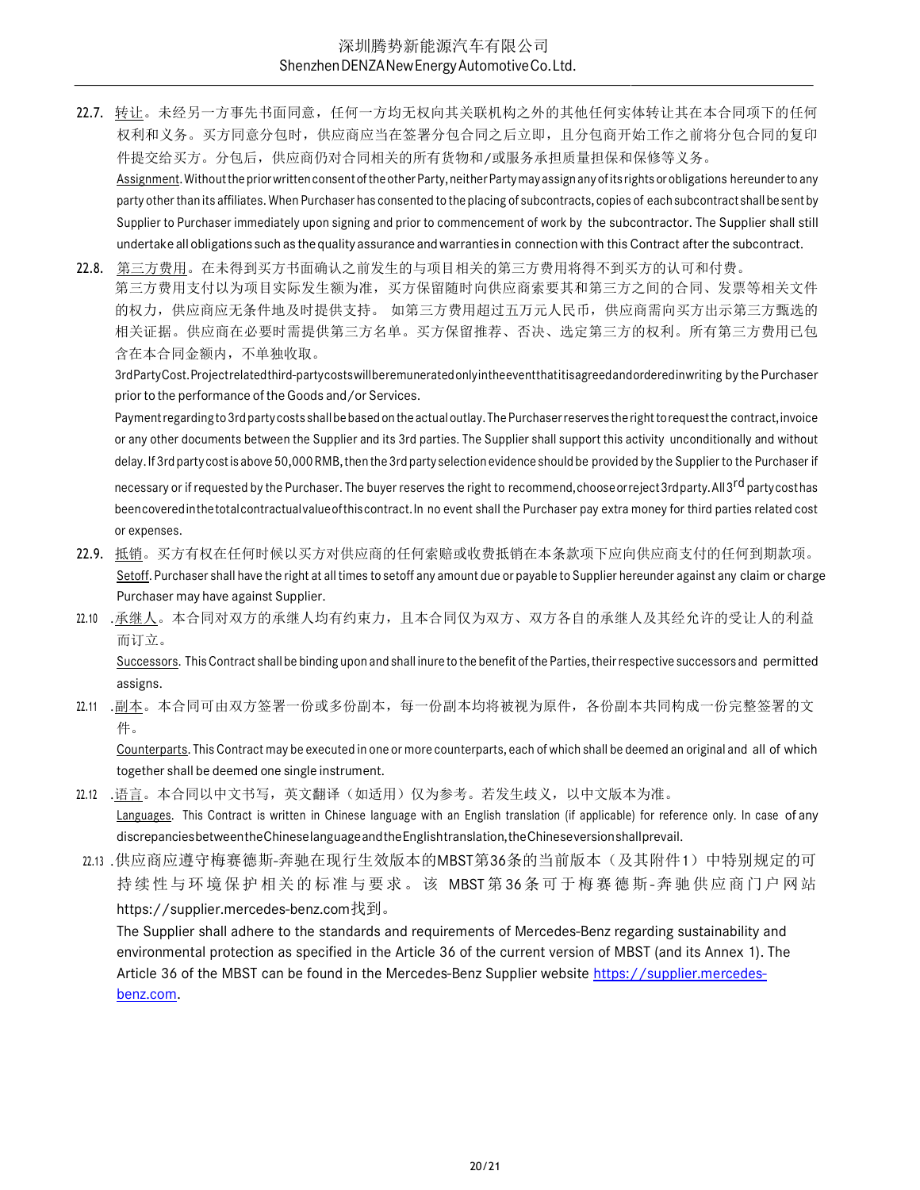22.7. 转让。未经另一方事先书面同意，任何一方均无权向其关联机构之外的其他任何实体转让其在本合同项下的任何权利和义务。买方同意分包时，供应商应当在签署分包合同之后立即，且分包商开始工作之前将分包合同的复印件提交给买方。分包后，供应商仍对合同相关的所有货物和/或服务承担质量担保和保修等义务。

Assignment. Without the prior written consent of the other Party, neither Party may assign any of its rights or obligations hereunder to any party other than its affiliates. When Purchaser has consented to the placing of subcontracts, copies of each subcontract shall be sent by Supplier to Purchaser immediately upon signing and prior to commencement of work by the subcontractor. The Supplier shall still undertake all obligations such as the quality assurance and warranties in connection with this Contract after the subcontract.

22.8. 第三方费用。在未得到买方书面确认之前发生的与项目相关的第三方费用将得不到买方的认可和付费。第三方费用支付以为项目实际发生额为准，买方保留随时向供应商索要其和第三方之间的合同、发票等相关文件的权力，供应商应无条件地及时提供支持。如第三方费用超过五万元人民币，供应商需向买方出示第三方甄选的相关证据。供应商在必要时需提供第三方名单。买方保留推荐、否决、选定第三方的权利。所有第三方费用已包含在本合同金额内，不单独收取。

3rd Party Cost. Project related third-party costs will be remunerated only in the event that it is agreed and ordered in writing by the Purchaser prior to the performance of the Goods and/or Services.

Payment regarding to 3rd party costs shall be based on the actual outlay. The Purchaser reserves the right to request the contract, invoice or any other documents between the Supplier and its 3rd parties. The Supplier shall support this activity unconditionally and without delay. If 3rd party cost is above 50,000 RMB, then the 3rd party selection evidence should be provided by the Supplier to the Purchaser if necessary or if requested by the Purchaser. The buyer reserves the right to recommend, choose or reject 3rd party. All 3rd party cost has been covered in the total contractual value of this contract. In no event shall the Purchaser pay extra money for third parties related cost or expenses.

22.9. 抵销。买方有权在任何时候以买方对供应商的任何索赔或收费抵销在本条款项下应向供应商支付的任何到期款项。

Setoff. Purchaser shall have the right at all times to setoff any amount due or payable to Supplier hereunder against any claim or charge Purchaser may have against Supplier.

22.10. 承继人。本合同对双方的承继人均有约束力，且本合同仅为双方、双方各自的承继人及其经允许的受让人的利益而订立。

Successors. This Contract shall be binding upon and shall inure to the benefit of the Parties, their respective successors and permitted assigns.

22.11. 副本。本合同可由双方签署一份或多份副本，每一份副本均将被视为原件，各份副本共同构成一份完整签署的文件。

Counterparts. This Contract may be executed in one or more counterparts, each of which shall be deemed an original and all of which together shall be deemed one single instrument.

22.12. 语言。本合同以中文书写，英文翻译（如适用）仅为参考。若发生歧义，以中文版本为准。

Languages. This Contract is written in Chinese language with an English translation (if applicable) for reference only. In case of any discrepancies between the Chinese language and the English translation, the Chinese version shall prevail.

22.13. 供应商应遵守梅赛德斯-奔驰在现行生效版本的MBST第36条的当前版本（及其附件1）中特别规定的可持续性与环境保护相关的标准与要求。该 MBST第36条可于梅赛德斯-奔驰供应商门户网站https://supplier.mercedes-benz.com找到。

The Supplier shall adhere to the standards and requirements of Mercedes-Benz regarding sustainability and environmental protection as specified in the Article 36 of the current version of MBST (and its Annex 1). The Article 36 of the MBST can be found in the Mercedes-Benz Supplier website https://supplier.mercedes-benz.com.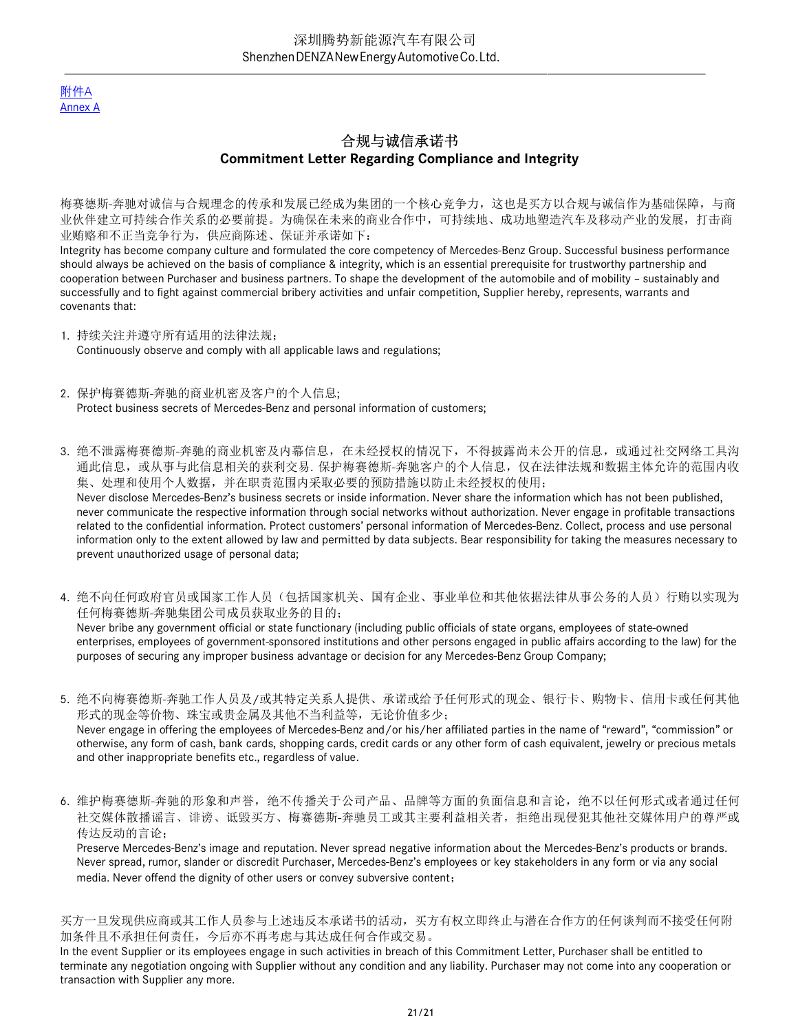附件A
Annex A

# 合规与诚信承诺书
# Commitment Letter Regarding Compliance and Integrity

梅赛德斯-奔驰对诚信与合规理念的传承和发展已经成为集团的一个核心竞争力，这也是买方以合规与诚信作为基础保障，与商业伙伴建立可持续合作关系的必要前提。为确保在未来的商业合作中，可持续地、成功地塑造汽车及移动产业的发展，打击商业贿赂和不正当竞争行为，供应商陈述、保证并承诺如下：
Integrity has become company culture and formulated the core competency of Mercedes-Benz Group. Successful business performance should always be achieved on the basis of compliance & integrity, which is an essential prerequisite for trustworthy partnership and cooperation between Purchaser and business partners. To shape the development of the automobile and of mobility – sustainably and successfully and to fight against commercial bribery activities and unfair competition, Supplier hereby, represents, warrants and covenants that:

1. 持续关注并遵守所有适用的法律法规；
   Continuously observe and comply with all applicable laws and regulations;

2. 保护梅赛德斯-奔驰的商业机密及客户的个人信息；
   Protect business secrets of Mercedes-Benz and personal information of customers;

3. 绝不泄露梅赛德斯-奔驰的商业机密及内幕信息，在未经授权的情况下，不得披露尚未公开的信息，或通过社交网络工具沟通此信息，或从事与此信息相关的获利交易. 保护梅赛德斯-奔驰客户的个人信息，仅在法律法规和数据主体允许的范围内收集、处理和使用个人数据，并在职责范围内采取必要的预防措施以防止未经授权的使用；
   Never disclose Mercedes-Benz's business secrets or inside information. Never share the information which has not been published, never communicate the respective information through social networks without authorization. Never engage in profitable transactions related to the confidential information. Protect customers' personal information of Mercedes-Benz. Collect, process and use personal information only to the extent allowed by law and permitted by data subjects. Bear responsibility for taking the measures necessary to prevent unauthorized usage of personal data;

4. 绝不向任何政府官员或国家工作人员（包括国家机关、国有企业、事业单位和其他依据法律从事公务的人员）行贿以实现为任何梅赛德斯-奔驰集团公司成员获取业务的目的；
   Never bribe any government official or state functionary (including public officials of state organs, employees of state-owned enterprises, employees of government-sponsored institutions and other persons engaged in public affairs according to the law) for the purposes of securing any improper business advantage or decision for any Mercedes-Benz Group Company;

5. 绝不向梅赛德斯-奔驰工作人员及/或其特定关系人提供、承诺或给予任何形式的现金、银行卡、购物卡、信用卡或任何其他形式的现金等价物、珠宝或贵金属及其他不当利益等，无论价值多少；
   Never engage in offering the employees of Mercedes-Benz and/or his/her affiliated parties in the name of "reward", "commission" or otherwise, any form of cash, bank cards, shopping cards, credit cards or any other form of cash equivalent, jewelry or precious metals and other inappropriate benefits etc., regardless of value.

6. 维护梅赛德斯-奔驰的形象和声誉，绝不传播关于公司产品、品牌等方面的负面信息和言论，绝不以任何形式或者通过任何社交媒体散播谣言、诽谤、诋毁买方、梅赛德斯-奔驰员工或其主要利益相关者，拒绝出现侵犯其他社交媒体用户的尊严或传达反动的言论；
   Preserve Mercedes-Benz's image and reputation. Never spread negative information about the Mercedes-Benz's products or brands. Never spread, rumor, slander or discredit Purchaser, Mercedes-Benz's employees or key stakeholders in any form or via any social media. Never offend the dignity of other users or convey subversive content；

买方一旦发现供应商或其工作人员参与上述违反本承诺书的活动，买方有权立即终止与潜在合作方的任何谈判而不接受任何附加条件且不承担任何责任，今后亦不再考虑与其达成任何合作或交易。
In the event Supplier or its employees engage in such activities in breach of this Commitment Letter, Purchaser shall be entitled to terminate any negotiation ongoing with Supplier without any condition and any liability. Purchaser may not come into any cooperation or transaction with Supplier any more.